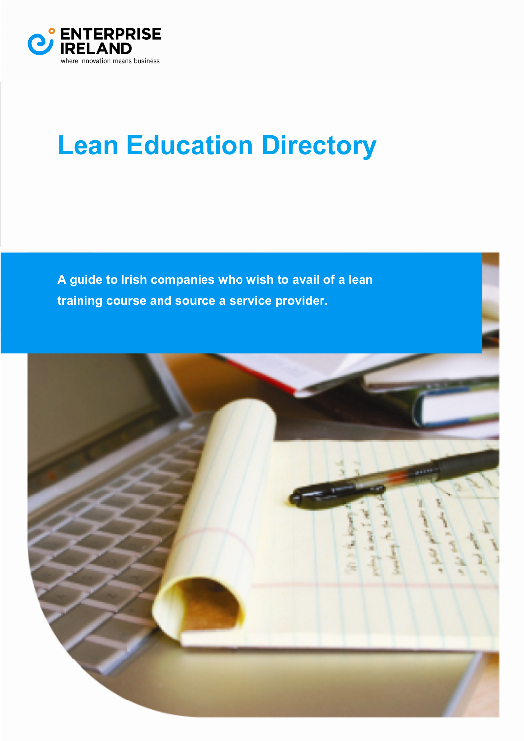ENTERPRISE IRELAND

where innovation means business

# Lean Education Directory

**A guide to Irish companies who wish to avail of a lean training course and source a service provider.**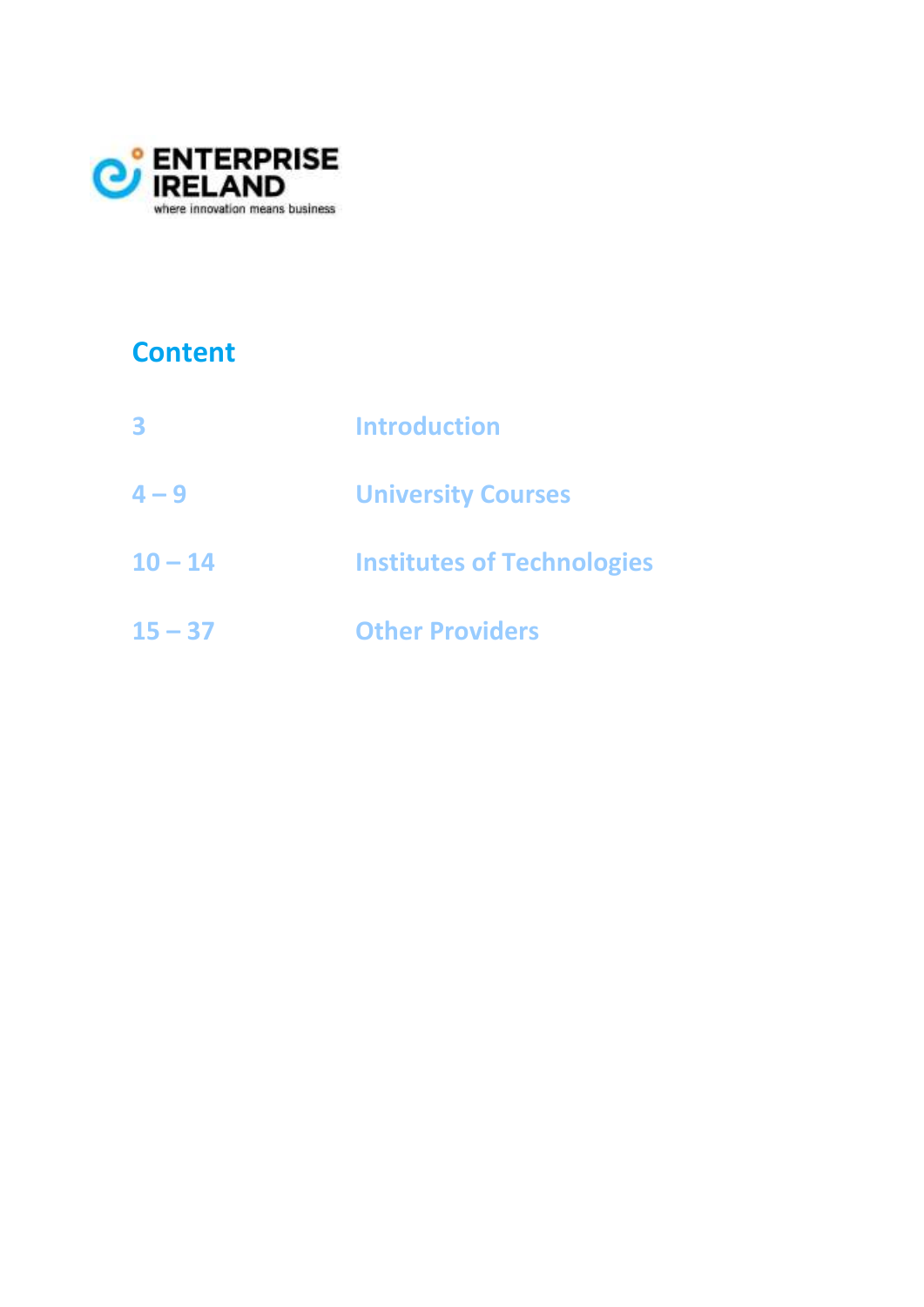ENTERPRISE IRELAND

where innovation means business

## Content

| | |
|---|---|
| 3 | Introduction |
| 4 – 9 | University Courses |
| 10 – 14 | Institutes of Technologies |
| 15 – 37 | Other Providers |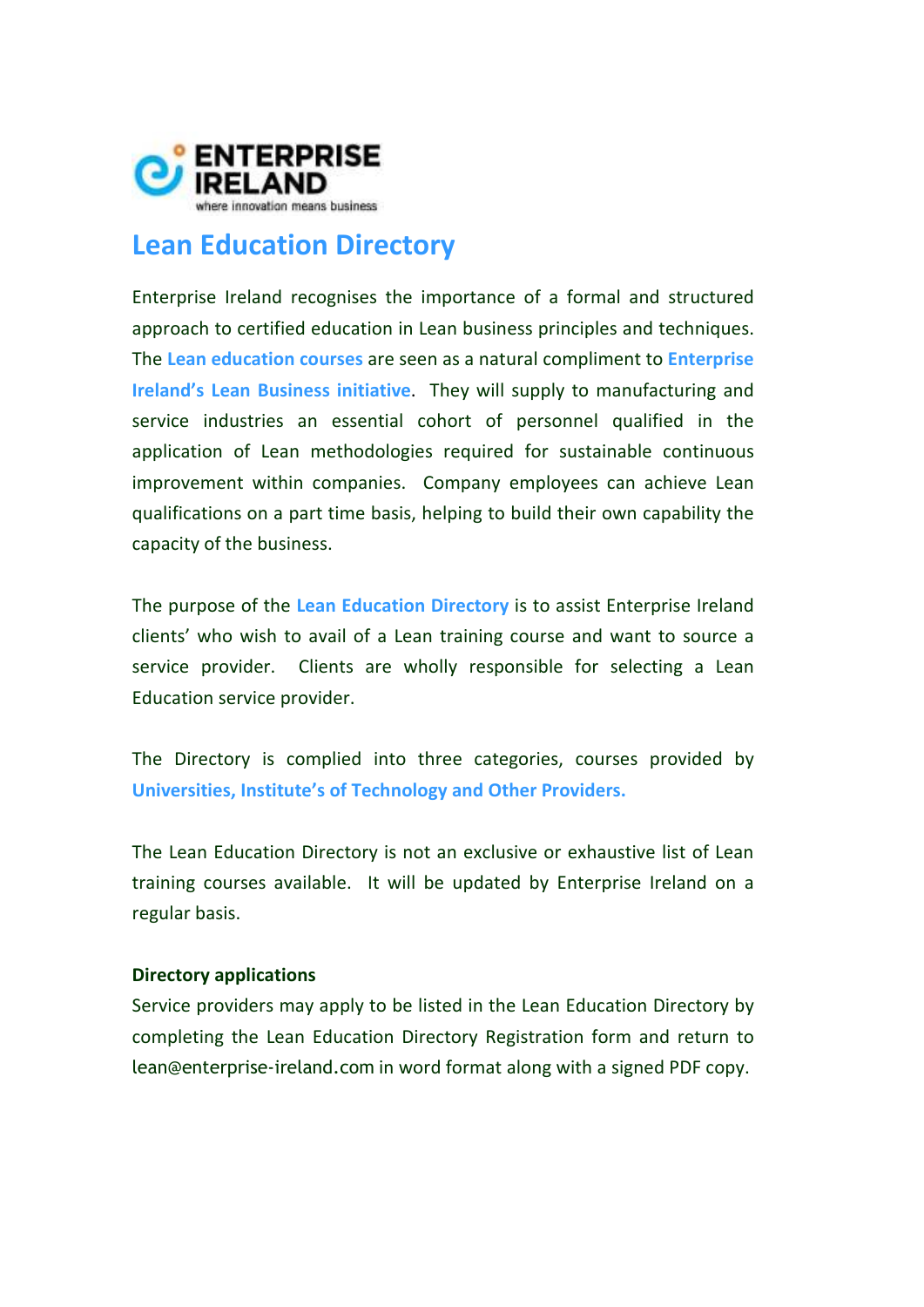ENTERPRISE IRELAND
where innovation means business

# Lean Education Directory

Enterprise Ireland recognises the importance of a formal and structured approach to certified education in Lean business principles and techniques. The **Lean education courses** are seen as a natural compliment to **Enterprise Ireland's Lean Business initiative**. They will supply to manufacturing and service industries an essential cohort of personnel qualified in the application of Lean methodologies required for sustainable continuous improvement within companies. Company employees can achieve Lean qualifications on a part time basis, helping to build their own capability the capacity of the business.

The purpose of the **Lean Education Directory** is to assist Enterprise Ireland clients' who wish to avail of a Lean training course and want to source a service provider. Clients are wholly responsible for selecting a Lean Education service provider.

The Directory is complied into three categories, courses provided by **Universities, Institute's of Technology and Other Providers.**

The Lean Education Directory is not an exclusive or exhaustive list of Lean training courses available. It will be updated by Enterprise Ireland on a regular basis.

**Directory applications**

Service providers may apply to be listed in the Lean Education Directory by completing the Lean Education Directory Registration form and return to lean@enterprise-ireland.com in word format along with a signed PDF copy.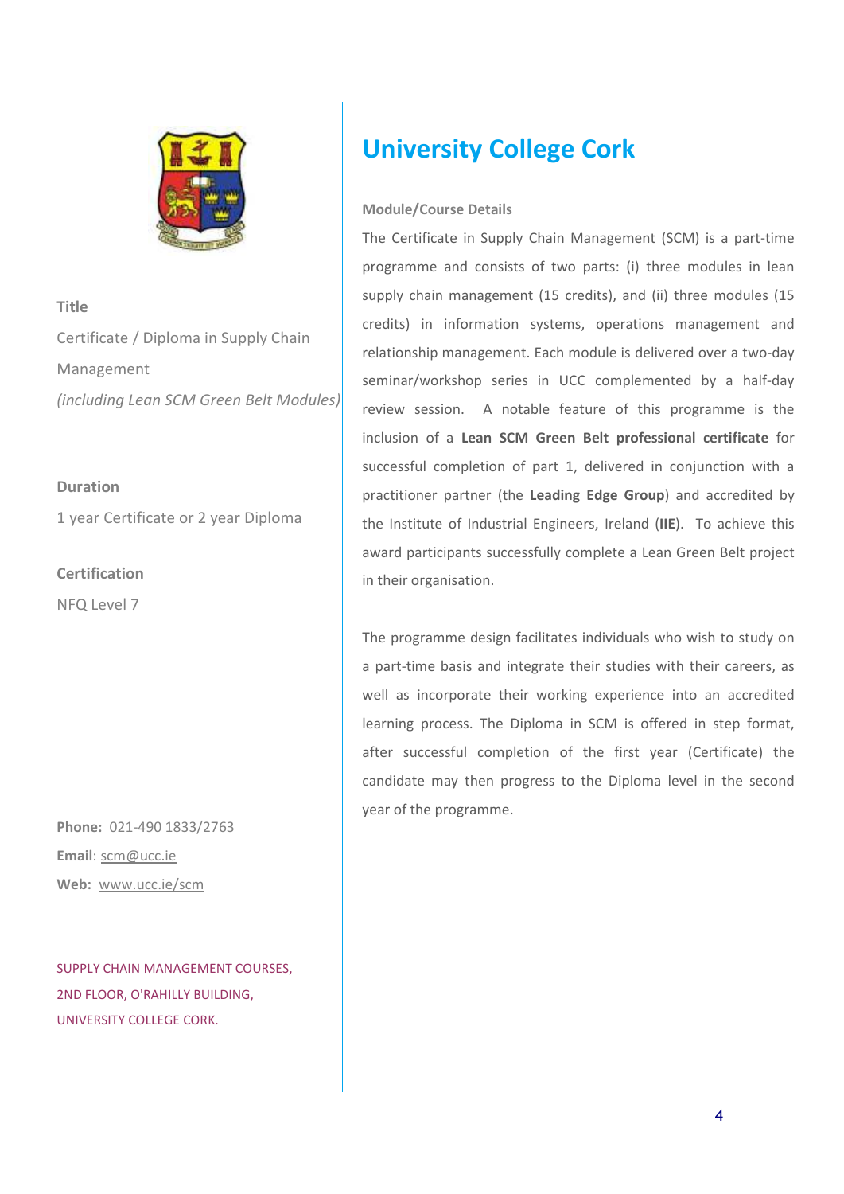# University College Cork

**Title**

Certificate / Diploma in Supply Chain Management

*(including Lean SCM Green Belt Modules)*

**Duration**

1 year Certificate or 2 year Diploma

**Certification**

NFQ Level 7

**Phone:** 021-490 1833/2763

**Email**: scm@ucc.ie

**Web:** www.ucc.ie/scm

SUPPLY CHAIN MANAGEMENT COURSES,
2ND FLOOR, O'RAHILLY BUILDING,
UNIVERSITY COLLEGE CORK.

**Module/Course Details**

The Certificate in Supply Chain Management (SCM) is a part-time programme and consists of two parts: (i) three modules in lean supply chain management (15 credits), and (ii) three modules (15 credits) in information systems, operations management and relationship management. Each module is delivered over a two-day seminar/workshop series in UCC complemented by a half-day review session. A notable feature of this programme is the inclusion of a **Lean SCM Green Belt professional certificate** for successful completion of part 1, delivered in conjunction with a practitioner partner (the **Leading Edge Group**) and accredited by the Institute of Industrial Engineers, Ireland (**IIE**). To achieve this award participants successfully complete a Lean Green Belt project in their organisation.

The programme design facilitates individuals who wish to study on a part-time basis and integrate their studies with their careers, as well as incorporate their working experience into an accredited learning process. The Diploma in SCM is offered in step format, after successful completion of the first year (Certificate) the candidate may then progress to the Diploma level in the second year of the programme.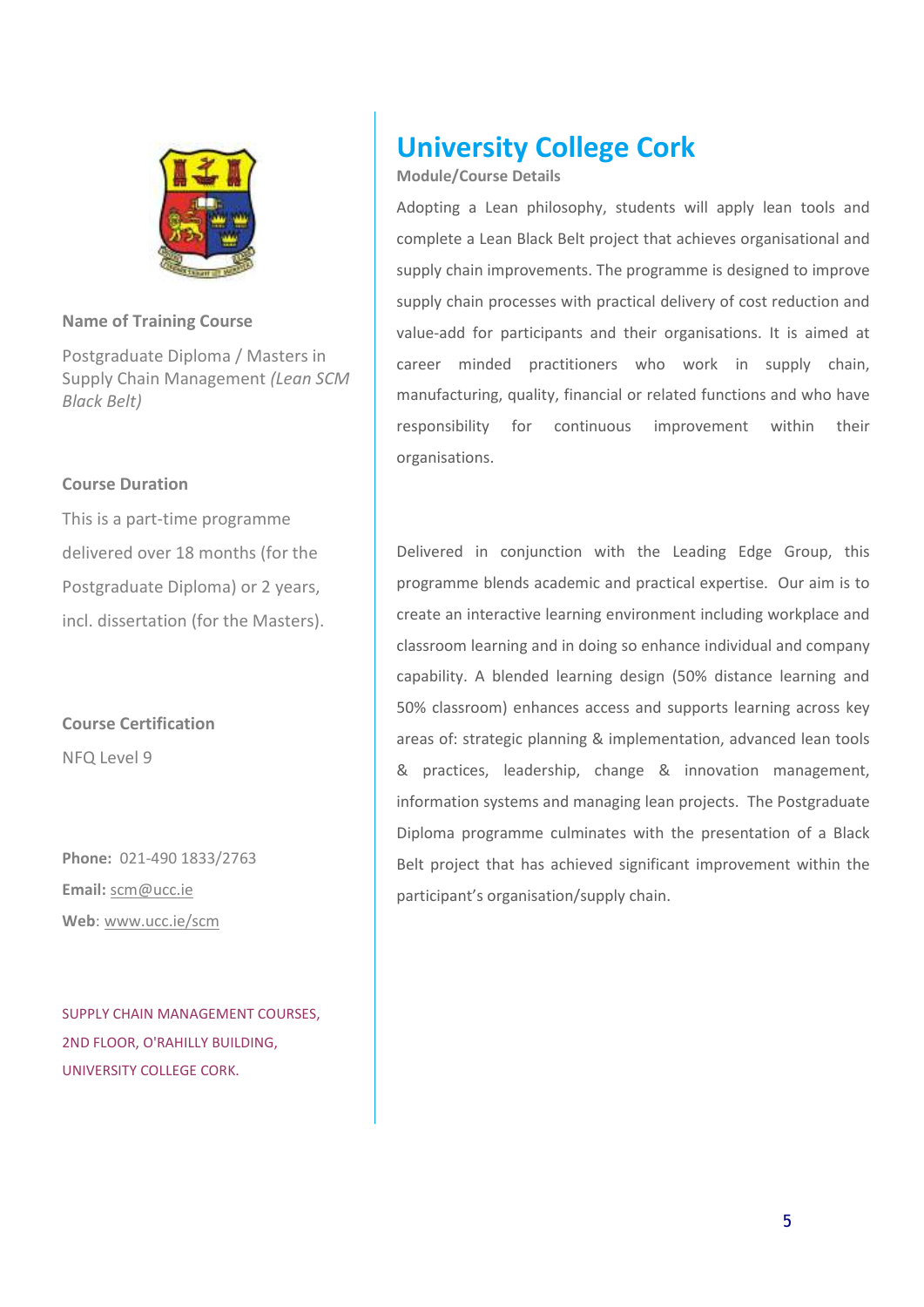# University College Cork

**Module/Course Details**

Adopting a Lean philosophy, students will apply lean tools and complete a Lean Black Belt project that achieves organisational and supply chain improvements. The programme is designed to improve supply chain processes with practical delivery of cost reduction and value-add for participants and their organisations. It is aimed at career minded practitioners who work in supply chain, manufacturing, quality, financial or related functions and who have responsibility for continuous improvement within their organisations.

Delivered in conjunction with the Leading Edge Group, this programme blends academic and practical expertise. Our aim is to create an interactive learning environment including workplace and classroom learning and in doing so enhance individual and company capability. A blended learning design (50% distance learning and 50% classroom) enhances access and supports learning across key areas of: strategic planning & implementation, advanced lean tools & practices, leadership, change & innovation management, information systems and managing lean projects. The Postgraduate Diploma programme culminates with the presentation of a Black Belt project that has achieved significant improvement within the participant's organisation/supply chain.

**Name of Training Course**

Postgraduate Diploma / Masters in Supply Chain Management *(Lean SCM Black Belt)*

**Course Duration**

This is a part-time programme delivered over 18 months (for the Postgraduate Diploma) or 2 years, incl. dissertation (for the Masters).

**Course Certification**

NFQ Level 9

**Phone:** 021-490 1833/2763

**Email:** scm@ucc.ie

**Web**: www.ucc.ie/scm

SUPPLY CHAIN MANAGEMENT COURSES,
2ND FLOOR, O'RAHILLY BUILDING,
UNIVERSITY COLLEGE CORK.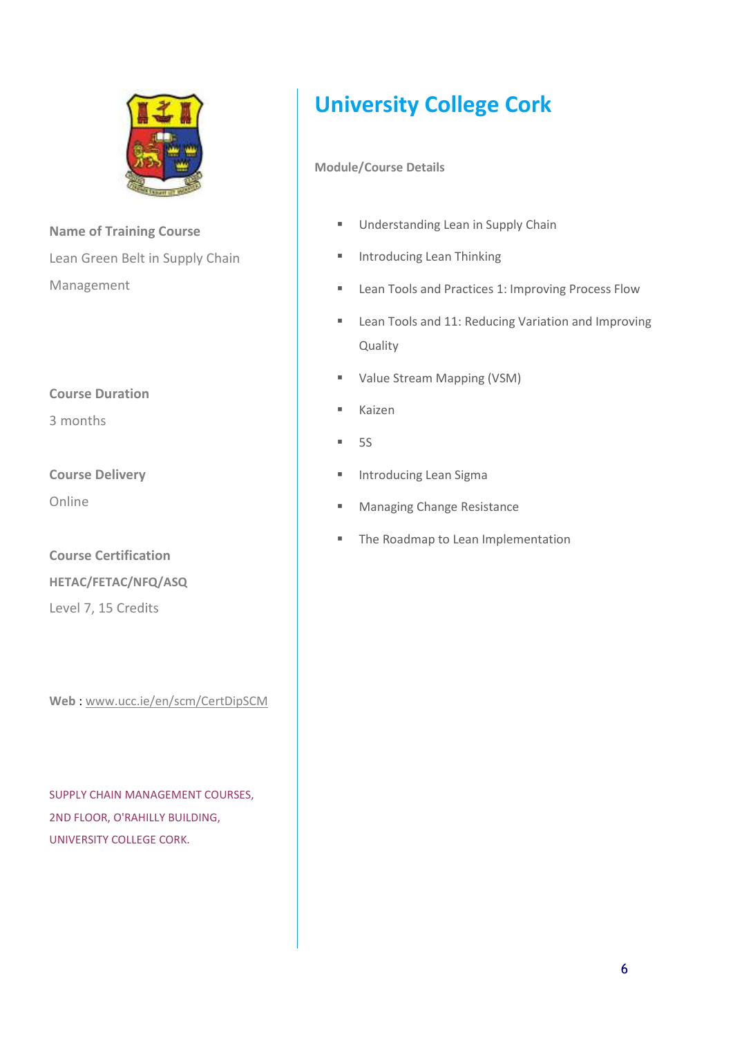# University College Cork

**Name of Training Course**

Lean Green Belt in Supply Chain Management

**Course Duration**

3 months

**Course Delivery**

Online

**Course Certification**

**HETAC/FETAC/NFQ/ASQ**

Level 7, 15 Credits

**Web** : www.ucc.ie/en/scm/CertDipSCM

SUPPLY CHAIN MANAGEMENT COURSES,
2ND FLOOR, O'RAHILLY BUILDING,
UNIVERSITY COLLEGE CORK.

**Module/Course Details**

- Understanding Lean in Supply Chain
- Introducing Lean Thinking
- Lean Tools and Practices 1: Improving Process Flow
- Lean Tools and 11: Reducing Variation and Improving Quality
- Value Stream Mapping (VSM)
- Kaizen
- 5S
- Introducing Lean Sigma
- Managing Change Resistance
- The Roadmap to Lean Implementation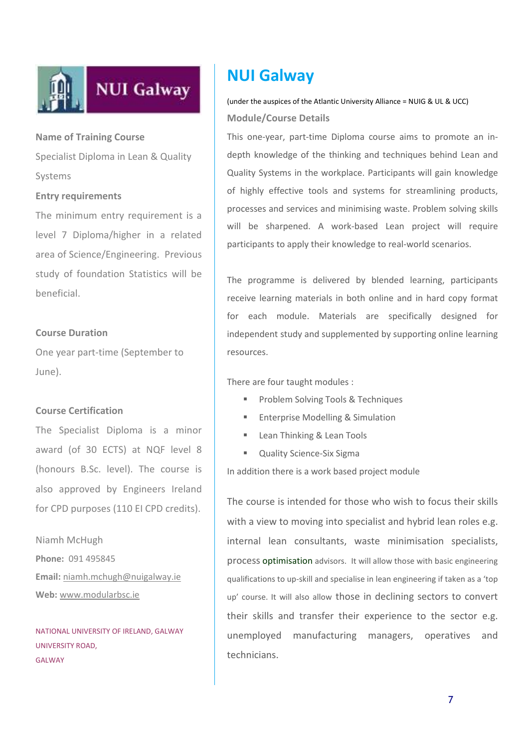# NUI Galway

(under the auspices of the Atlantic University Alliance = NUIG & UL & UCC)

### Module/Course Details

This one-year, part-time Diploma course aims to promote an in-depth knowledge of the thinking and techniques behind Lean and Quality Systems in the workplace. Participants will gain knowledge of highly effective tools and systems for streamlining products, processes and services and minimising waste. Problem solving skills will be sharpened. A work-based Lean project will require participants to apply their knowledge to real-world scenarios.

The programme is delivered by blended learning, participants receive learning materials in both online and in hard copy format for each module. Materials are specifically designed for independent study and supplemented by supporting online learning resources.

There are four taught modules :

- Problem Solving Tools & Techniques
- Enterprise Modelling & Simulation
- Lean Thinking & Lean Tools
- Quality Science-Six Sigma

In addition there is a work based project module

The course is intended for those who wish to focus their skills with a view to moving into specialist and hybrid lean roles e.g. internal lean consultants, waste minimisation specialists, process optimisation advisors. It will allow those with basic engineering qualifications to up-skill and specialise in lean engineering if taken as a 'top up' course. It will also allow those in declining sectors to convert their skills and transfer their experience to the sector e.g. unemployed manufacturing managers, operatives and technicians.

### Name of Training Course

Specialist Diploma in Lean & Quality Systems

### Entry requirements

The minimum entry requirement is a level 7 Diploma/higher in a related area of Science/Engineering. Previous study of foundation Statistics will be beneficial.

### Course Duration

One year part-time (September to June).

### Course Certification

The Specialist Diploma is a minor award (of 30 ECTS) at NQF level 8 (honours B.Sc. level). The course is also approved by Engineers Ireland for CPD purposes (110 EI CPD credits).

Niamh McHugh

**Phone:** 091 495845

**Email:** niamh.mchugh@nuigalway.ie

**Web:** www.modularbsc.ie

NATIONAL UNIVERSITY OF IRELAND, GALWAY
UNIVERSITY ROAD,
GALWAY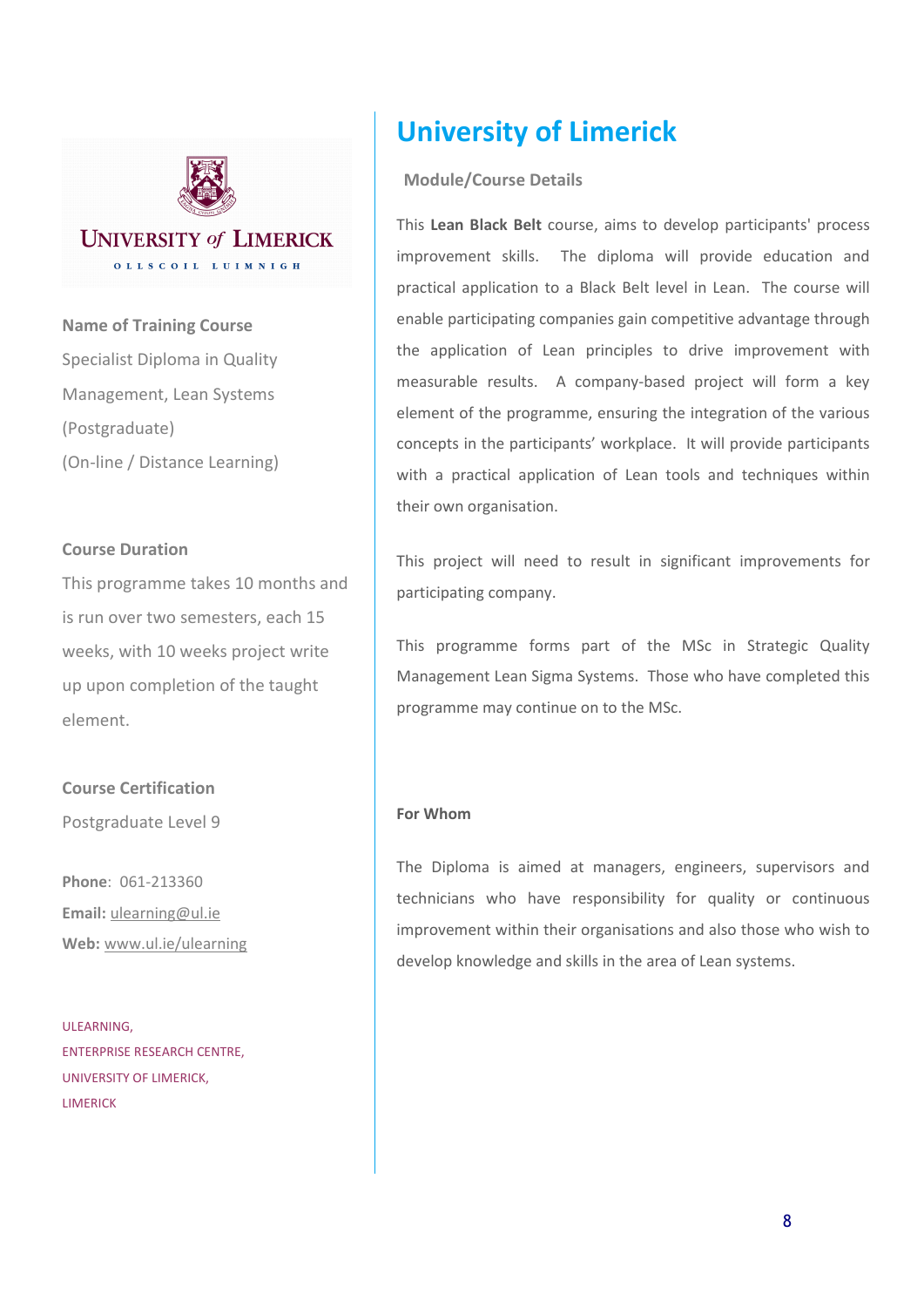UNIVERSITY of LIMERICK

OLLSCOIL LUIMNIGH

**Name of Training Course**

Specialist Diploma in Quality Management, Lean Systems (Postgraduate)
(On-line / Distance Learning)

**Course Duration**

This programme takes 10 months and is run over two semesters, each 15 weeks, with 10 weeks project write up upon completion of the taught element.

**Course Certification**

Postgraduate Level 9

**Phone**: 061-213360
**Email:** ulearning@ul.ie
**Web:** www.ul.ie/ulearning

ULEARNING,
ENTERPRISE RESEARCH CENTRE,
UNIVERSITY OF LIMERICK,
LIMERICK

# University of Limerick

## Module/Course Details

This **Lean Black Belt** course, aims to develop participants' process improvement skills. The diploma will provide education and practical application to a Black Belt level in Lean. The course will enable participating companies gain competitive advantage through the application of Lean principles to drive improvement with measurable results. A company-based project will form a key element of the programme, ensuring the integration of the various concepts in the participants' workplace. It will provide participants with a practical application of Lean tools and techniques within their own organisation.

This project will need to result in significant improvements for participating company.

This programme forms part of the MSc in Strategic Quality Management Lean Sigma Systems. Those who have completed this programme may continue on to the MSc.

**For Whom**

The Diploma is aimed at managers, engineers, supervisors and technicians who have responsibility for quality or continuous improvement within their organisations and also those who wish to develop knowledge and skills in the area of Lean systems.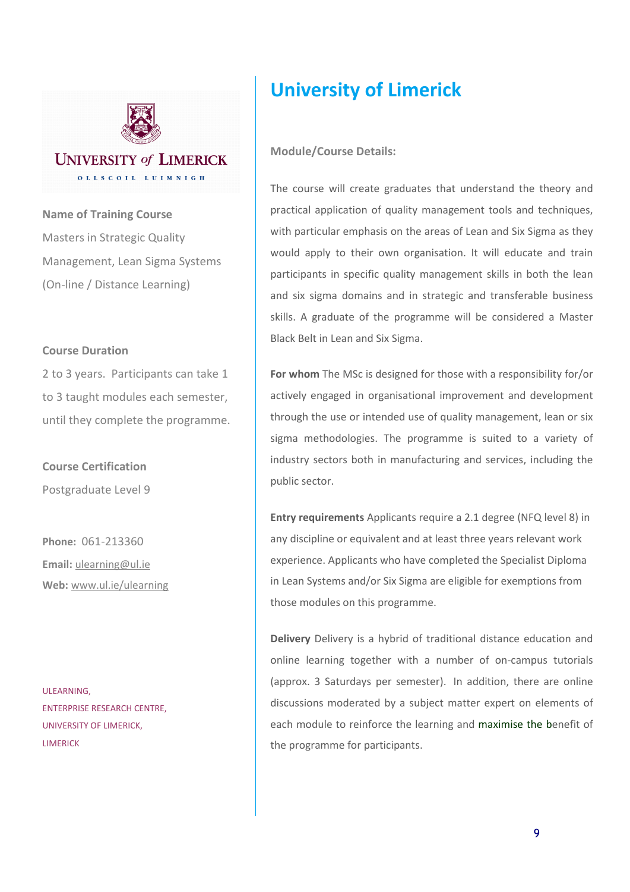# University of Limerick

**Name of Training Course**

Masters in Strategic Quality Management, Lean Sigma Systems (On-line / Distance Learning)

**Course Duration**

2 to 3 years. Participants can take 1 to 3 taught modules each semester, until they complete the programme.

**Course Certification**

Postgraduate Level 9

**Phone:** 061-213360

**Email:** ulearning@ul.ie

**Web:** www.ul.ie/ulearning

ULEARNING,
ENTERPRISE RESEARCH CENTRE,
UNIVERSITY OF LIMERICK,
LIMERICK

**Module/Course Details:**

The course will create graduates that understand the theory and practical application of quality management tools and techniques, with particular emphasis on the areas of Lean and Six Sigma as they would apply to their own organisation. It will educate and train participants in specific quality management skills in both the lean and six sigma domains and in strategic and transferable business skills. A graduate of the programme will be considered a Master Black Belt in Lean and Six Sigma.

**For whom** The MSc is designed for those with a responsibility for/or actively engaged in organisational improvement and development through the use or intended use of quality management, lean or six sigma methodologies. The programme is suited to a variety of industry sectors both in manufacturing and services, including the public sector.

**Entry requirements** Applicants require a 2.1 degree (NFQ level 8) in any discipline or equivalent and at least three years relevant work experience. Applicants who have completed the Specialist Diploma in Lean Systems and/or Six Sigma are eligible for exemptions from those modules on this programme.

**Delivery** Delivery is a hybrid of traditional distance education and online learning together with a number of on-campus tutorials (approx. 3 Saturdays per semester). In addition, there are online discussions moderated by a subject matter expert on elements of each module to reinforce the learning and maximise the benefit of the programme for participants.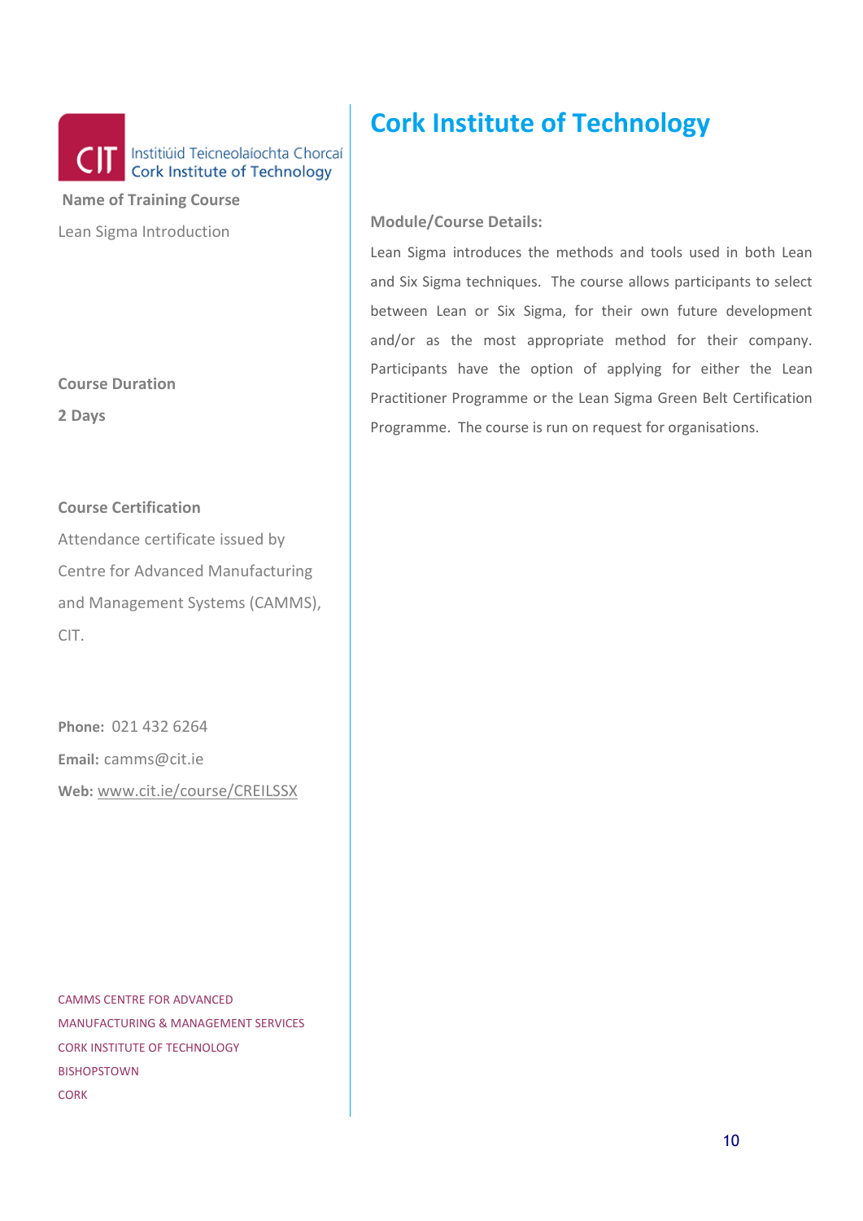# Cork Institute of Technology

CIT Institiúid Teicneolaíochta Chorcaí
Cork Institute of Technology

**Name of Training Course**

Lean Sigma Introduction

**Course Duration**

**2 Days**

**Course Certification**

Attendance certificate issued by Centre for Advanced Manufacturing and Management Systems (CAMMS), CIT.

**Phone:** 021 432 6264

**Email:** camms@cit.ie

**Web:** www.cit.ie/course/CREILSSX

CAMMS CENTRE FOR ADVANCED
MANUFACTURING & MANAGEMENT SERVICES
CORK INSTITUTE OF TECHNOLOGY
BISHOPSTOWN
CORK

**Module/Course Details:**

Lean Sigma introduces the methods and tools used in both Lean and Six Sigma techniques. The course allows participants to select between Lean or Six Sigma, for their own future development and/or as the most appropriate method for their company. Participants have the option of applying for either the Lean Practitioner Programme or the Lean Sigma Green Belt Certification Programme. The course is run on request for organisations.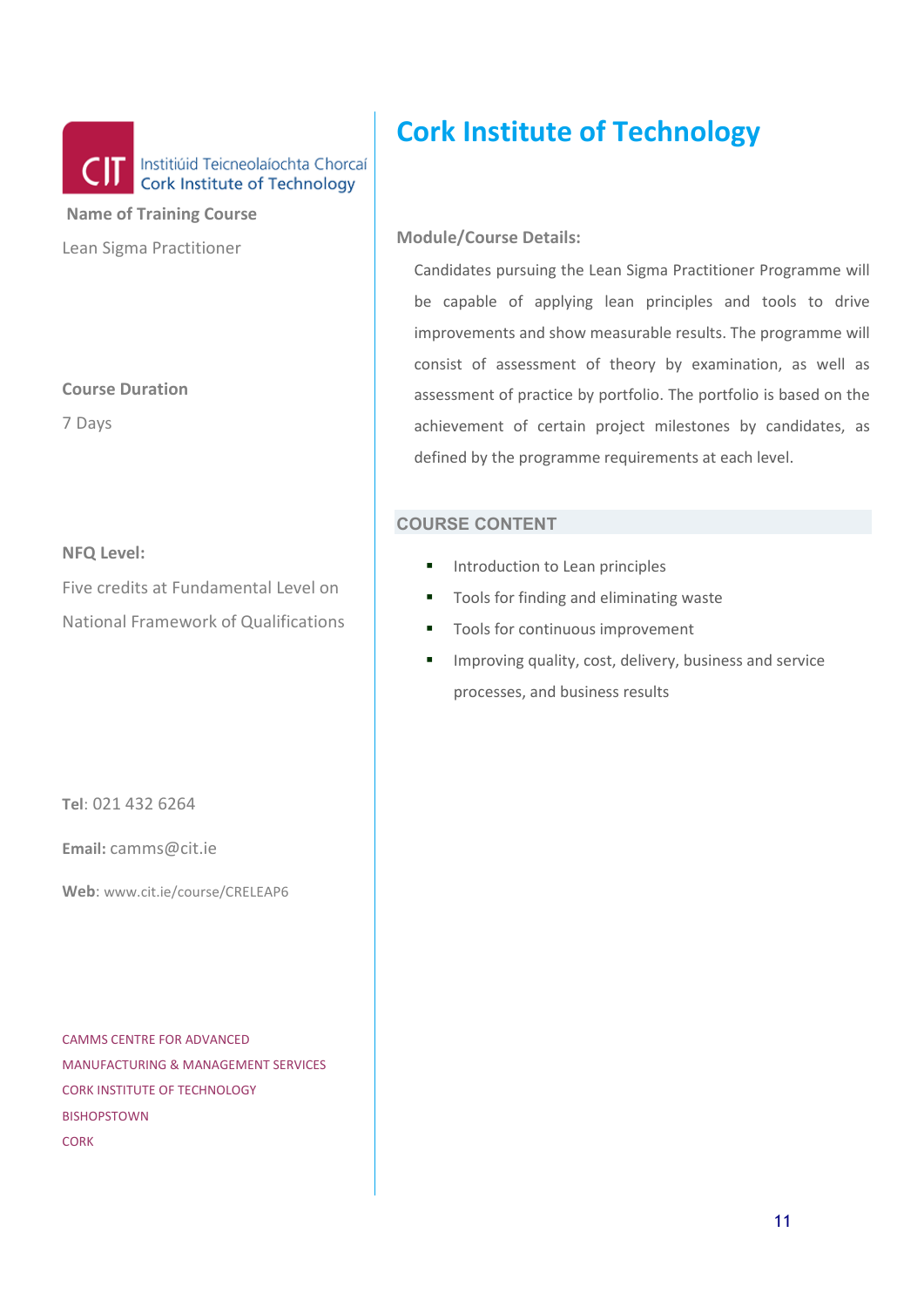CIT Institiúid Teicneolaíochta Chorcaí
Cork Institute of Technology

**Name of Training Course**

Lean Sigma Practitioner

**Course Duration**

7 Days

**NFQ Level:**

Five credits at Fundamental Level on National Framework of Qualifications

**Tel**: 021 432 6264

**Email:** camms@cit.ie

**Web**: www.cit.ie/course/CRELEAP6

CAMMS CENTRE FOR ADVANCED
MANUFACTURING & MANAGEMENT SERVICES
CORK INSTITUTE OF TECHNOLOGY
BISHOPSTOWN
CORK

# Cork Institute of Technology

**Module/Course Details:**

Candidates pursuing the Lean Sigma Practitioner Programme will be capable of applying lean principles and tools to drive improvements and show measurable results. The programme will consist of assessment of theory by examination, as well as assessment of practice by portfolio. The portfolio is based on the achievement of certain project milestones by candidates, as defined by the programme requirements at each level.

## COURSE CONTENT

- Introduction to Lean principles
- Tools for finding and eliminating waste
- Tools for continuous improvement
- Improving quality, cost, delivery, business and service processes, and business results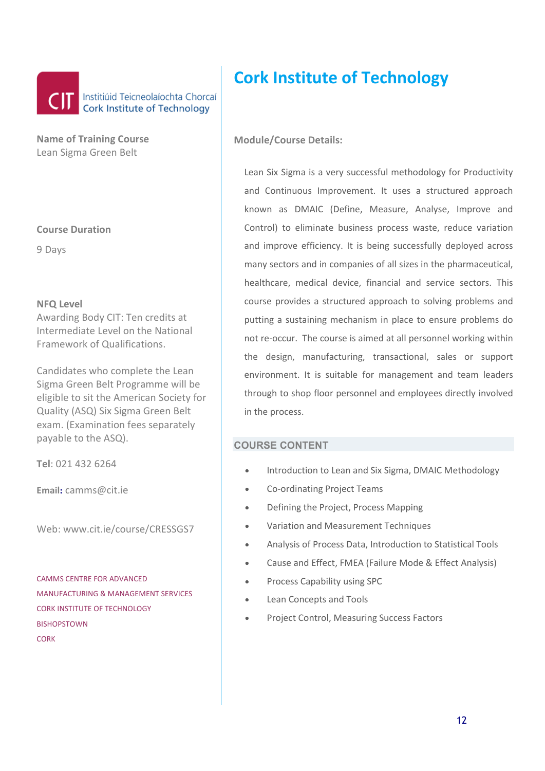Institiúid Teicneolaíochta Chorcaí
Cork Institute of Technology

**Name of Training Course**
Lean Sigma Green Belt

**Course Duration**

9 Days

**NFQ Level**
Awarding Body CIT: Ten credits at Intermediate Level on the National Framework of Qualifications.

Candidates who complete the Lean Sigma Green Belt Programme will be eligible to sit the American Society for Quality (ASQ) Six Sigma Green Belt exam. (Examination fees separately payable to the ASQ).

**Tel**: 021 432 6264

**Email:** camms@cit.ie

Web: www.cit.ie/course/CRESSGS7

CAMMS CENTRE FOR ADVANCED
MANUFACTURING & MANAGEMENT SERVICES
CORK INSTITUTE OF TECHNOLOGY
BISHOPSTOWN
CORK

# Cork Institute of Technology

**Module/Course Details:**

Lean Six Sigma is a very successful methodology for Productivity and Continuous Improvement. It uses a structured approach known as DMAIC (Define, Measure, Analyse, Improve and Control) to eliminate business process waste, reduce variation and improve efficiency. It is being successfully deployed across many sectors and in companies of all sizes in the pharmaceutical, healthcare, medical device, financial and service sectors. This course provides a structured approach to solving problems and putting a sustaining mechanism in place to ensure problems do not re-occur. The course is aimed at all personnel working within the design, manufacturing, transactional, sales or support environment. It is suitable for management and team leaders through to shop floor personnel and employees directly involved in the process.

## COURSE CONTENT

- Introduction to Lean and Six Sigma, DMAIC Methodology
- Co-ordinating Project Teams
- Defining the Project, Process Mapping
- Variation and Measurement Techniques
- Analysis of Process Data, Introduction to Statistical Tools
- Cause and Effect, FMEA (Failure Mode & Effect Analysis)
- Process Capability using SPC
- Lean Concepts and Tools
- Project Control, Measuring Success Factors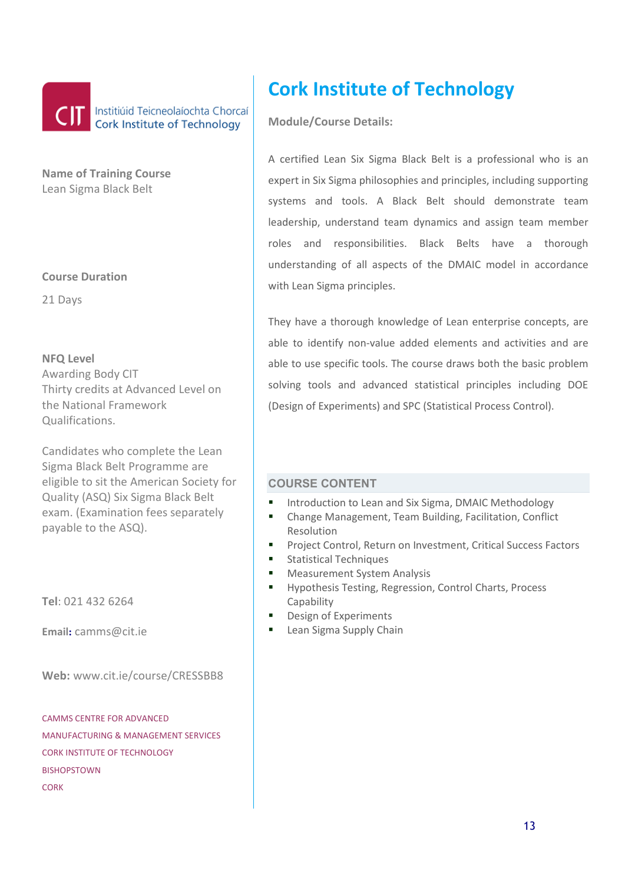CIT Institiúid Teicneolaíochta Chorcaí
Cork Institute of Technology

**Name of Training Course**
Lean Sigma Black Belt

**Course Duration**

21 Days

**NFQ Level**
Awarding Body CIT
Thirty credits at Advanced Level on the National Framework Qualifications.

Candidates who complete the Lean Sigma Black Belt Programme are eligible to sit the American Society for Quality (ASQ) Six Sigma Black Belt exam. (Examination fees separately payable to the ASQ).

**Tel**: 021 432 6264

**Email:** camms@cit.ie

**Web:** www.cit.ie/course/CRESSBB8

CAMMS CENTRE FOR ADVANCED MANUFACTURING & MANAGEMENT SERVICES
CORK INSTITUTE OF TECHNOLOGY
BISHOPSTOWN
CORK

# Cork Institute of Technology

**Module/Course Details:**

A certified Lean Six Sigma Black Belt is a professional who is an expert in Six Sigma philosophies and principles, including supporting systems and tools. A Black Belt should demonstrate team leadership, understand team dynamics and assign team member roles and responsibilities. Black Belts have a thorough understanding of all aspects of the DMAIC model in accordance with Lean Sigma principles.

They have a thorough knowledge of Lean enterprise concepts, are able to identify non-value added elements and activities and are able to use specific tools. The course draws both the basic problem solving tools and advanced statistical principles including DOE (Design of Experiments) and SPC (Statistical Process Control).

## COURSE CONTENT

- Introduction to Lean and Six Sigma, DMAIC Methodology
- Change Management, Team Building, Facilitation, Conflict Resolution
- Project Control, Return on Investment, Critical Success Factors
- Statistical Techniques
- Measurement System Analysis
- Hypothesis Testing, Regression, Control Charts, Process Capability
- Design of Experiments
- Lean Sigma Supply Chain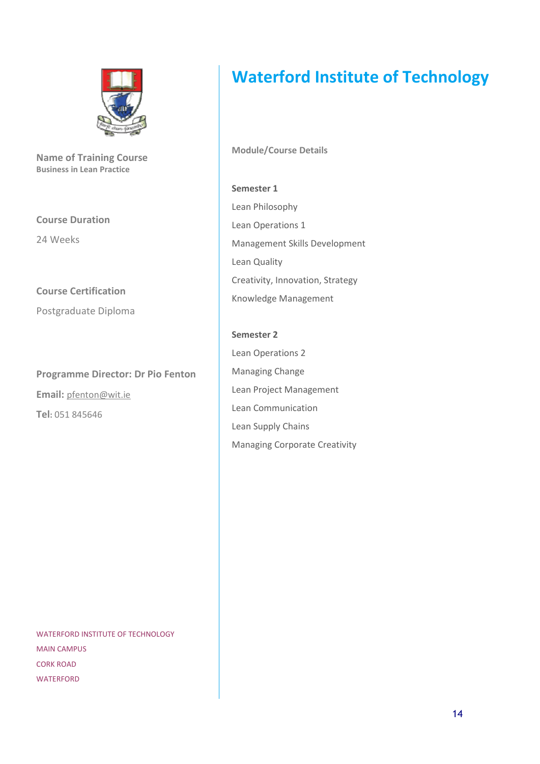# Waterford Institute of Technology

**Name of Training Course**
**Business in Lean Practice**

**Course Duration**

24 Weeks

**Course Certification**

Postgraduate Diploma

**Programme Director: Dr Pio Fenton**

**Email:** pfenton@wit.ie

**Tel:** 051 845646

WATERFORD INSTITUTE OF TECHNOLOGY
MAIN CAMPUS
CORK ROAD
WATERFORD

**Module/Course Details**

**Semester 1**

Lean Philosophy

Lean Operations 1

Management Skills Development

Lean Quality

Creativity, Innovation, Strategy

Knowledge Management

**Semester 2**

Lean Operations 2

Managing Change

Lean Project Management

Lean Communication

Lean Supply Chains

Managing Corporate Creativity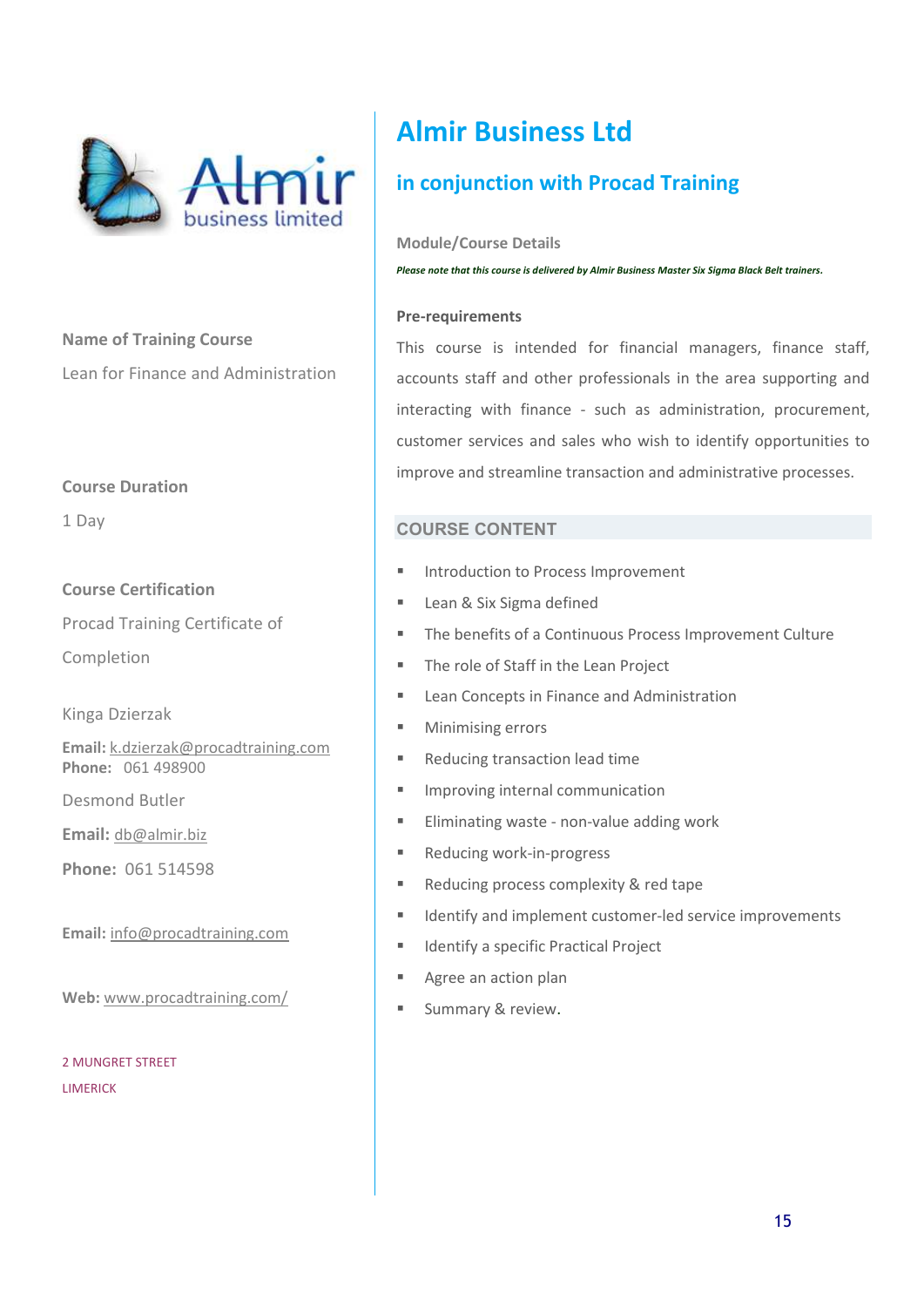# Almir Business Ltd

## in conjunction with Procad Training

**Module/Course Details**

***Please note that this course is delivered by Almir Business Master Six Sigma Black Belt trainers.***

**Name of Training Course**

Lean for Finance and Administration

**Course Duration**

1 Day

**Course Certification**

Procad Training Certificate of Completion

Kinga Dzierzak

**Email:** k.dzierzak@procadtraining.com
**Phone:** 061 498900

Desmond Butler

**Email:** db@almir.biz

**Phone:** 061 514598

**Email:** info@procadtraining.com

**Web:** www.procadtraining.com/

2 MUNGRET STREET
LIMERICK

**Pre-requirements**

This course is intended for financial managers, finance staff, accounts staff and other professionals in the area supporting and interacting with finance - such as administration, procurement, customer services and sales who wish to identify opportunities to improve and streamline transaction and administrative processes.

### COURSE CONTENT

- Introduction to Process Improvement
- Lean & Six Sigma defined
- The benefits of a Continuous Process Improvement Culture
- The role of Staff in the Lean Project
- Lean Concepts in Finance and Administration
- Minimising errors
- Reducing transaction lead time
- Improving internal communication
- Eliminating waste - non-value adding work
- Reducing work-in-progress
- Reducing process complexity & red tape
- Identify and implement customer-led service improvements
- Identify a specific Practical Project
- Agree an action plan
- Summary & review.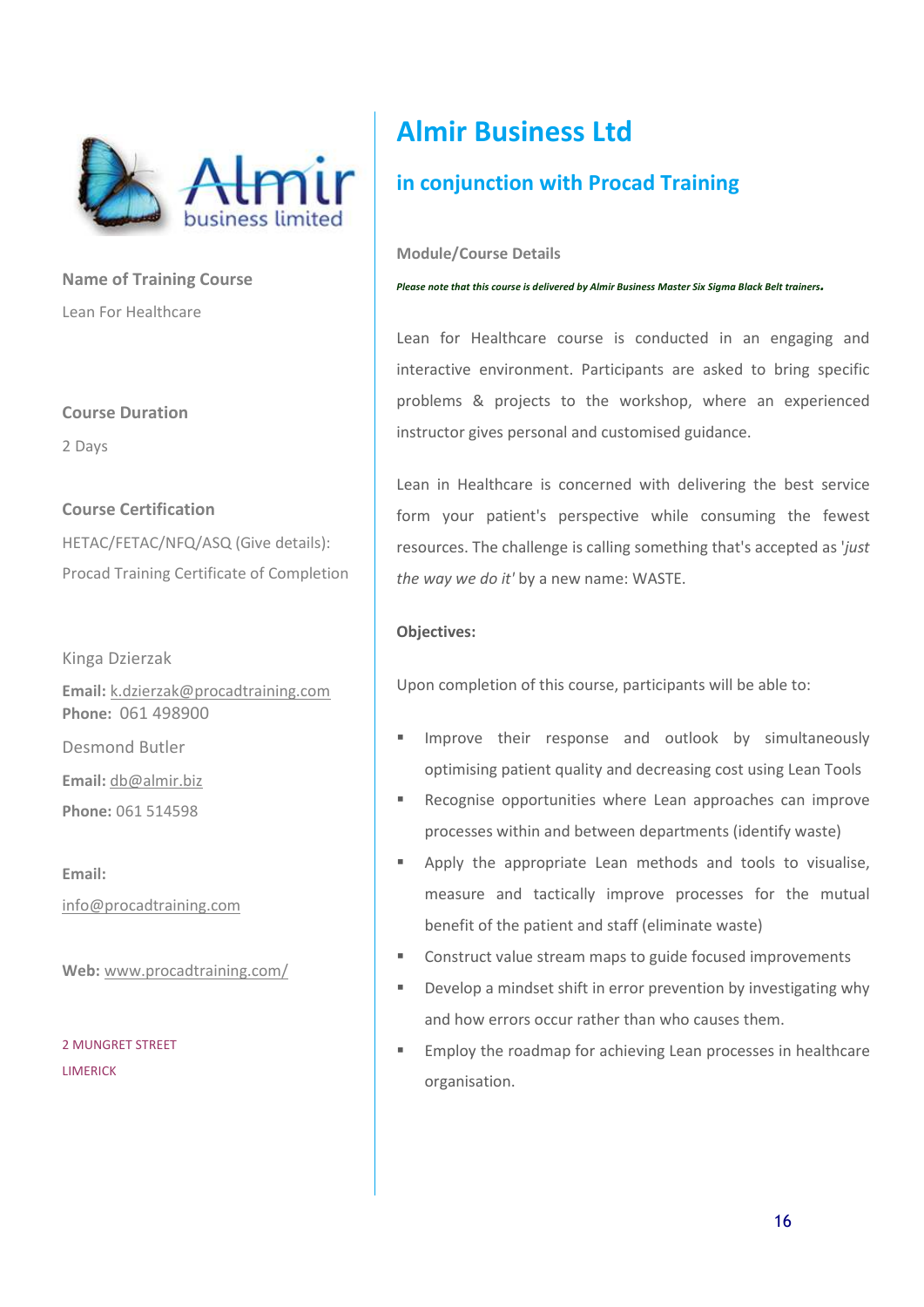**Name of Training Course**

Lean For Healthcare

**Course Duration**

2 Days

**Course Certification**

HETAC/FETAC/NFQ/ASQ (Give details):

Procad Training Certificate of Completion

Kinga Dzierzak

**Email:** k.dzierzak@procadtraining.com

**Phone:** 061 498900

Desmond Butler

**Email:** db@almir.biz

**Phone:** 061 514598

**Email:**

info@procadtraining.com

**Web:** www.procadtraining.com/

2 MUNGRET STREET

LIMERICK

# Almir Business Ltd

## in conjunction with Procad Training

**Module/Course Details**

***Please note that this course is delivered by Almir Business Master Six Sigma Black Belt trainers.***

Lean for Healthcare course is conducted in an engaging and interactive environment. Participants are asked to bring specific problems & projects to the workshop, where an experienced instructor gives personal and customised guidance.

Lean in Healthcare is concerned with delivering the best service form your patient's perspective while consuming the fewest resources. The challenge is calling something that's accepted as '*just the way we do it'* by a new name: WASTE.

**Objectives:**

Upon completion of this course, participants will be able to:

- Improve their response and outlook by simultaneously optimising patient quality and decreasing cost using Lean Tools
- Recognise opportunities where Lean approaches can improve processes within and between departments (identify waste)
- Apply the appropriate Lean methods and tools to visualise, measure and tactically improve processes for the mutual benefit of the patient and staff (eliminate waste)
- Construct value stream maps to guide focused improvements
- Develop a mindset shift in error prevention by investigating why and how errors occur rather than who causes them.
- Employ the roadmap for achieving Lean processes in healthcare organisation.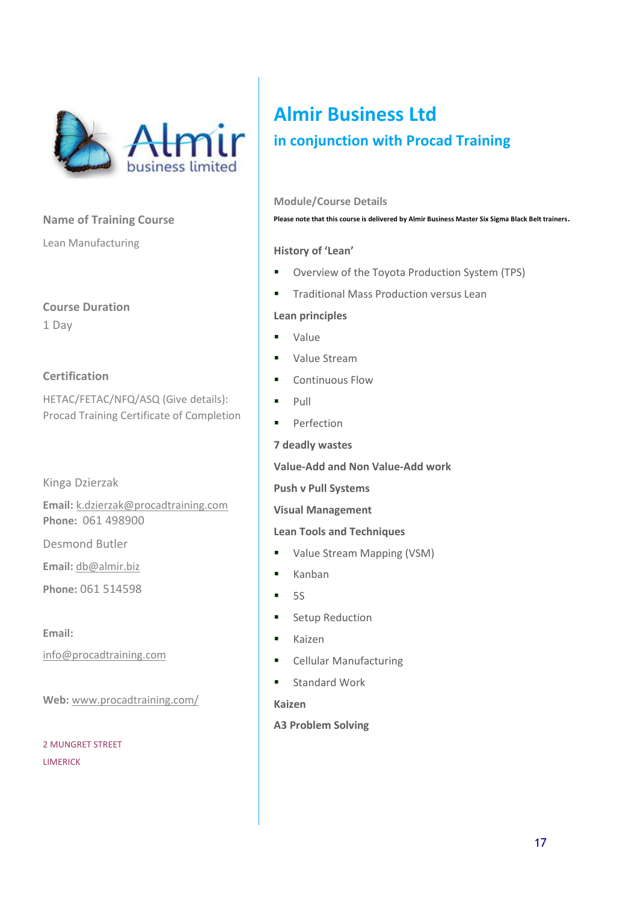## Name of Training Course

Lean Manufacturing

## Course Duration

1 Day

## Certification

HETAC/FETAC/NFQ/ASQ (Give details): Procad Training Certificate of Completion

Kinga Dzierzak

**Email:** k.dzierzak@procadtraining.com
**Phone:** 061 498900

Desmond Butler

**Email:** db@almir.biz

**Phone:** 061 514598

**Email:**

info@procadtraining.com

**Web:** www.procadtraining.com/

2 MUNGRET STREET
LIMERICK

# Almir Business Ltd

## in conjunction with Procad Training

### Module/Course Details

**Please note that this course is delivered by Almir Business Master Six Sigma Black Belt trainers.**

**History of 'Lean'**

- Overview of the Toyota Production System (TPS)
- Traditional Mass Production versus Lean

**Lean principles**

- Value
- Value Stream
- Continuous Flow
- Pull
- Perfection

**7 deadly wastes**

**Value-Add and Non Value-Add work**

**Push v Pull Systems**

**Visual Management**

**Lean Tools and Techniques**

- Value Stream Mapping (VSM)
- Kanban
- 5S
- Setup Reduction
- Kaizen
- Cellular Manufacturing
- Standard Work

**Kaizen**

**A3 Problem Solving**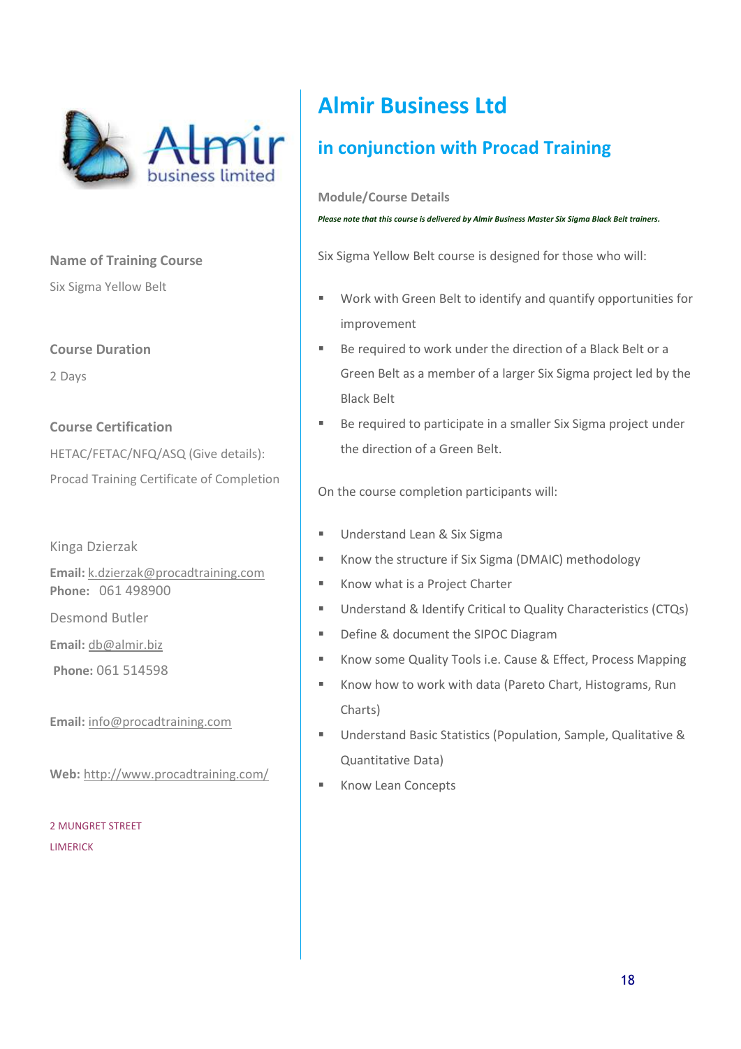# Almir Business Ltd

## in conjunction with Procad Training

**Name of Training Course**

Six Sigma Yellow Belt

**Course Duration**

2 Days

**Course Certification**

HETAC/FETAC/NFQ/ASQ (Give details):

Procad Training Certificate of Completion

Kinga Dzierzak

**Email:** k.dzierzak@procadtraining.com
**Phone:** 061 498900

Desmond Butler

**Email:** db@almir.biz

**Phone:** 061 514598

**Email:** info@procadtraining.com

**Web:** http://www.procadtraining.com/

2 MUNGRET STREET
LIMERICK

**Module/Course Details**

***Please note that this course is delivered by Almir Business Master Six Sigma Black Belt trainers.***

Six Sigma Yellow Belt course is designed for those who will:

- Work with Green Belt to identify and quantify opportunities for improvement
- Be required to work under the direction of a Black Belt or a Green Belt as a member of a larger Six Sigma project led by the Black Belt
- Be required to participate in a smaller Six Sigma project under the direction of a Green Belt.

On the course completion participants will:

- Understand Lean & Six Sigma
- Know the structure if Six Sigma (DMAIC) methodology
- Know what is a Project Charter
- Understand & Identify Critical to Quality Characteristics (CTQs)
- Define & document the SIPOC Diagram
- Know some Quality Tools i.e. Cause & Effect, Process Mapping
- Know how to work with data (Pareto Chart, Histograms, Run Charts)
- Understand Basic Statistics (Population, Sample, Qualitative & Quantitative Data)
- Know Lean Concepts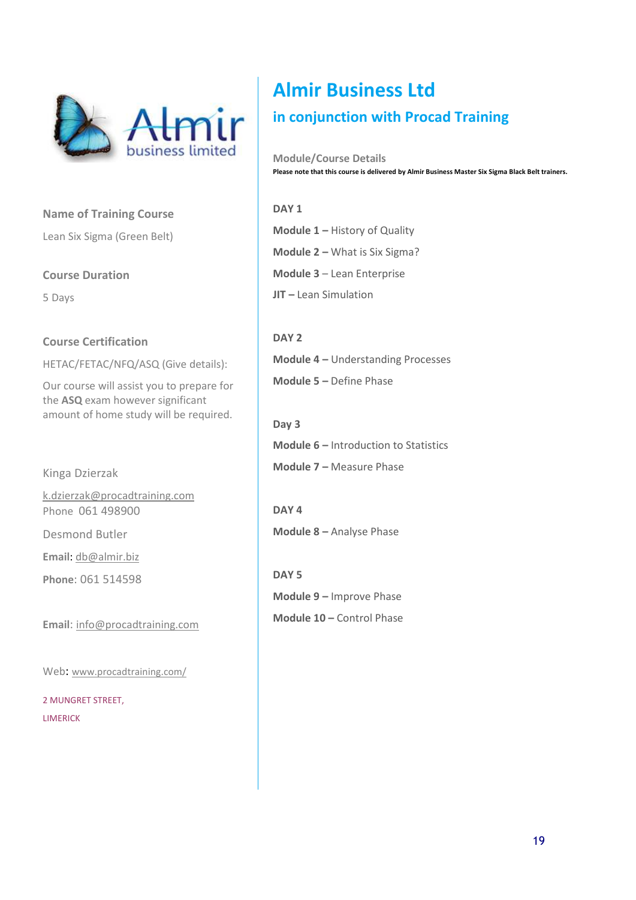# Almir Business Ltd

## in conjunction with Procad Training

**Name of Training Course**

Lean Six Sigma (Green Belt)

**Course Duration**

5 Days

**Course Certification**

HETAC/FETAC/NFQ/ASQ (Give details):

Our course will assist you to prepare for the **ASQ** exam however significant amount of home study will be required.

Kinga Dzierzak

k.dzierzak@procadtraining.com
Phone 061 498900

Desmond Butler

**Email**: db@almir.biz

**Phone**: 061 514598

**Email**: info@procadtraining.com

Web: www.procadtraining.com/

2 MUNGRET STREET,
LIMERICK

**Module/Course Details**

**Please note that this course is delivered by Almir Business Master Six Sigma Black Belt trainers.**

**DAY 1**

**Module 1 –** History of Quality

**Module 2 –** What is Six Sigma?

**Module 3** – Lean Enterprise

**JIT –** Lean Simulation

**DAY 2**

**Module 4 –** Understanding Processes

**Module 5 –** Define Phase

**Day 3**

**Module 6 –** Introduction to Statistics

**Module 7 –** Measure Phase

**DAY 4**

**Module 8 –** Analyse Phase

**DAY 5**

**Module 9 –** Improve Phase

**Module 10 –** Control Phase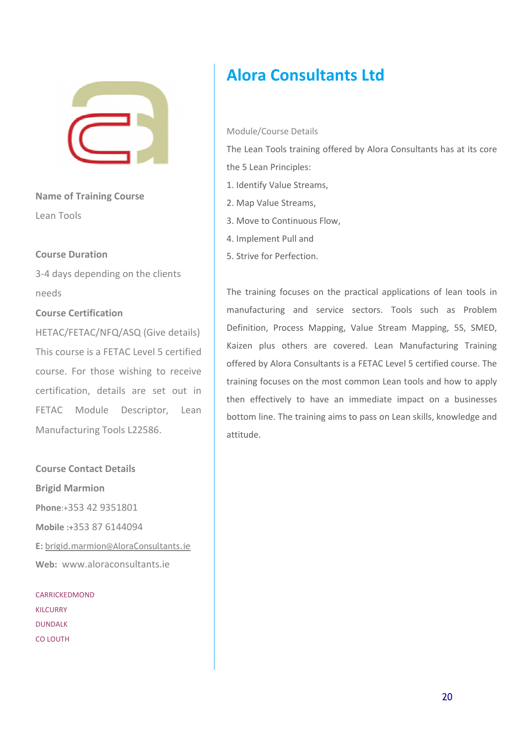# Alora Consultants Ltd

**Name of Training Course**

Lean Tools

**Course Duration**

3-4 days depending on the clients needs

**Course Certification**

HETAC/FETAC/NFQ/ASQ (Give details)

This course is a FETAC Level 5 certified course. For those wishing to receive certification, details are set out in FETAC Module Descriptor, Lean Manufacturing Tools L22586.

**Course Contact Details**

**Brigid Marmion**

**Phone**:+353 42 9351801

**Mobile** :+353 87 6144094

**E:** brigid.marmion@AloraConsultants.ie

**Web:** www.aloraconsultants.ie

CARRICKEDMOND
KILCURRY
DUNDALK
CO LOUTH

Module/Course Details

The Lean Tools training offered by Alora Consultants has at its core the 5 Lean Principles:

1. Identify Value Streams,
2. Map Value Streams,
3. Move to Continuous Flow,
4. Implement Pull and
5. Strive for Perfection.

The training focuses on the practical applications of lean tools in manufacturing and service sectors. Tools such as Problem Definition, Process Mapping, Value Stream Mapping, 5S, SMED, Kaizen plus others are covered. Lean Manufacturing Training offered by Alora Consultants is a FETAC Level 5 certified course. The training focuses on the most common Lean tools and how to apply then effectively to have an immediate impact on a businesses bottom line. The training aims to pass on Lean skills, knowledge and attitude.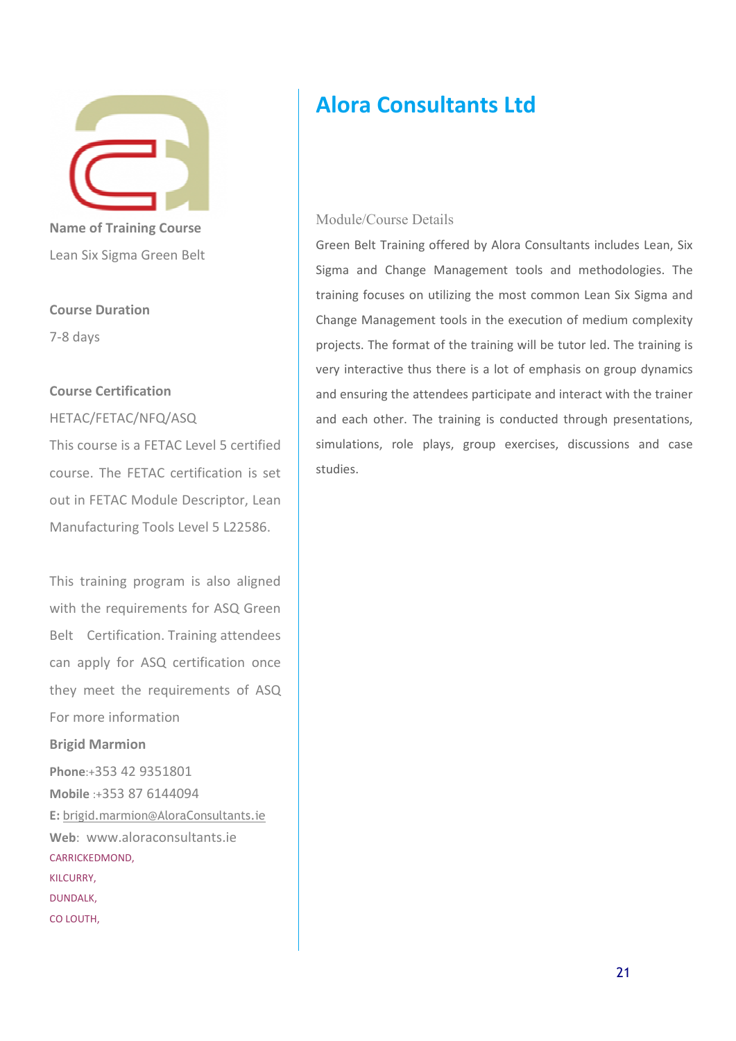# Alora Consultants Ltd

**Name of Training Course**

Lean Six Sigma Green Belt

**Course Duration**

7-8 days

**Course Certification**

HETAC/FETAC/NFQ/ASQ

This course is a FETAC Level 5 certified course. The FETAC certification is set out in FETAC Module Descriptor, Lean Manufacturing Tools Level 5 L22586.

This training program is also aligned with the requirements for ASQ Green Belt Certification. Training attendees can apply for ASQ certification once they meet the requirements of ASQ

For more information

**Brigid Marmion**

**Phone**:+353 42 9351801

**Mobile** :+353 87 6144094

**E:** brigid.marmion@AloraConsultants.ie

**Web**: www.aloraconsultants.ie

CARRICKEDMOND,
KILCURRY,
DUNDALK,
CO LOUTH,

## Module/Course Details

Green Belt Training offered by Alora Consultants includes Lean, Six Sigma and Change Management tools and methodologies. The training focuses on utilizing the most common Lean Six Sigma and Change Management tools in the execution of medium complexity projects. The format of the training will be tutor led. The training is very interactive thus there is a lot of emphasis on group dynamics and ensuring the attendees participate and interact with the trainer and each other. The training is conducted through presentations, simulations, role plays, group exercises, discussions and case studies.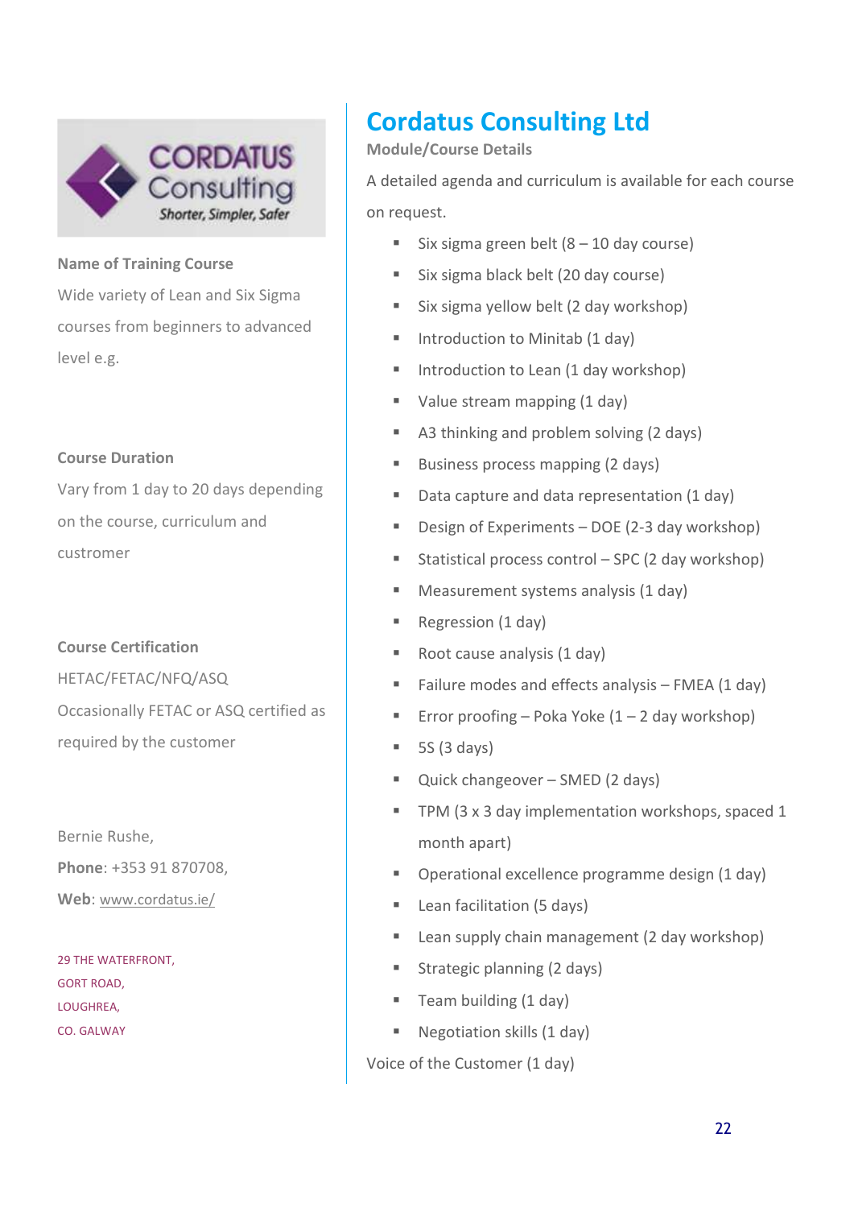# Cordatus Consulting Ltd

**Name of Training Course**

Wide variety of Lean and Six Sigma courses from beginners to advanced level e.g.

**Course Duration**

Vary from 1 day to 20 days depending on the course, curriculum and custromer

**Course Certification**

HETAC/FETAC/NFQ/ASQ

Occasionally FETAC or ASQ certified as required by the customer

Bernie Rushe,

**Phone**: +353 91 870708,

**Web**: www.cordatus.ie/

29 THE WATERFRONT,
GORT ROAD,
LOUGHREA,
CO. GALWAY

**Module/Course Details**

A detailed agenda and curriculum is available for each course on request.

- Six sigma green belt (8 – 10 day course)
- Six sigma black belt (20 day course)
- Six sigma yellow belt (2 day workshop)
- Introduction to Minitab (1 day)
- Introduction to Lean (1 day workshop)
- Value stream mapping (1 day)
- A3 thinking and problem solving (2 days)
- Business process mapping (2 days)
- Data capture and data representation (1 day)
- Design of Experiments – DOE (2-3 day workshop)
- Statistical process control – SPC (2 day workshop)
- Measurement systems analysis (1 day)
- Regression (1 day)
- Root cause analysis (1 day)
- Failure modes and effects analysis – FMEA (1 day)
- Error proofing – Poka Yoke (1 – 2 day workshop)
- 5S (3 days)
- Quick changeover – SMED (2 days)
- TPM (3 x 3 day implementation workshops, spaced 1 month apart)
- Operational excellence programme design (1 day)
- Lean facilitation (5 days)
- Lean supply chain management (2 day workshop)
- Strategic planning (2 days)
- Team building (1 day)
- Negotiation skills (1 day)

Voice of the Customer (1 day)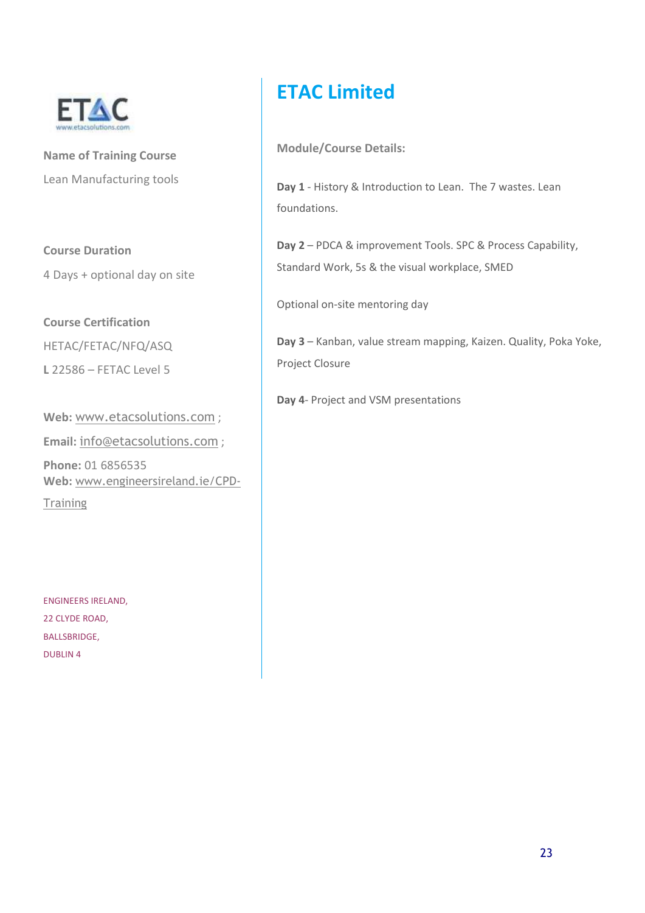ETAC
www.etacsolutions.com

**Name of Training Course**

Lean Manufacturing tools

**Course Duration**

4 Days + optional day on site

**Course Certification**

HETAC/FETAC/NFQ/ASQ

**L** 22586 – FETAC Level 5

**Web:** www.etacsolutions.com ;

**Email:** info@etacsolutions.com ;

**Phone:** 01 6856535
**Web:** www.engineersireland.ie/CPD-Training

ENGINEERS IRELAND,
22 CLYDE ROAD,
BALLSBRIDGE,
DUBLIN 4

# ETAC Limited

**Module/Course Details:**

**Day 1** - History & Introduction to Lean. The 7 wastes. Lean foundations.

**Day 2** – PDCA & improvement Tools. SPC & Process Capability, Standard Work, 5s & the visual workplace, SMED

Optional on-site mentoring day

**Day 3** – Kanban, value stream mapping, Kaizen. Quality, Poka Yoke, Project Closure

**Day 4**- Project and VSM presentations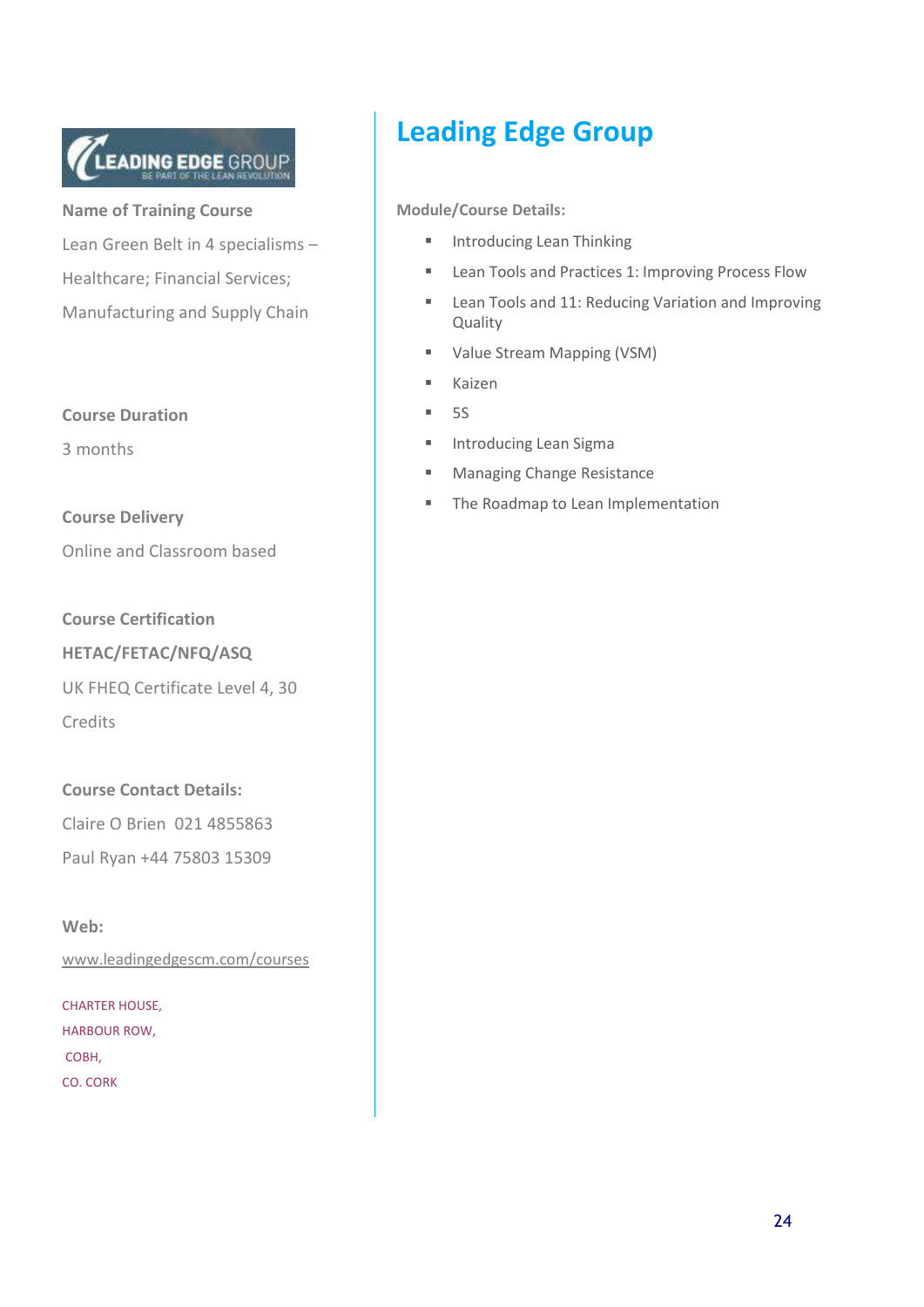# Leading Edge Group

**Name of Training Course**

Lean Green Belt in 4 specialisms – Healthcare; Financial Services; Manufacturing and Supply Chain

**Course Duration**

3 months

**Course Delivery**

Online and Classroom based

**Course Certification**

**HETAC/FETAC/NFQ/ASQ**

UK FHEQ Certificate Level 4, 30 Credits

**Course Contact Details:**

Claire O Brien 021 4855863

Paul Ryan +44 75803 15309

**Web:**

www.leadingedgescm.com/courses

CHARTER HOUSE,
HARBOUR ROW,
COBH,
CO. CORK

**Module/Course Details:**

- Introducing Lean Thinking
- Lean Tools and Practices 1: Improving Process Flow
- Lean Tools and 11: Reducing Variation and Improving Quality
- Value Stream Mapping (VSM)
- Kaizen
- 5S
- Introducing Lean Sigma
- Managing Change Resistance
- The Roadmap to Lean Implementation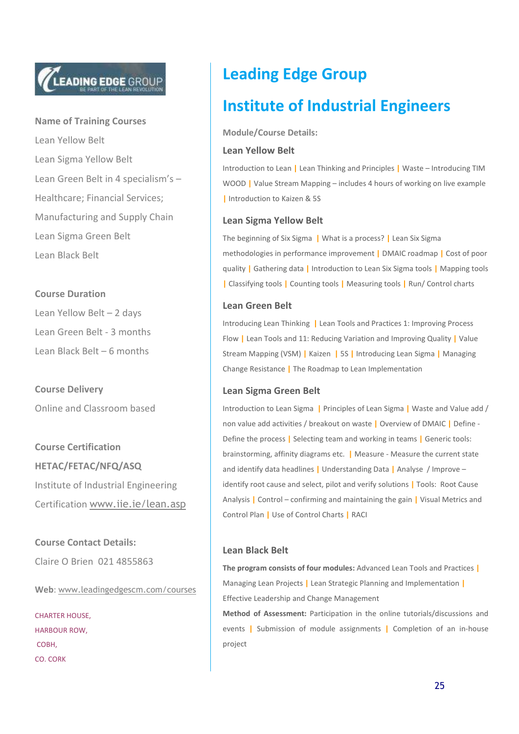# Leading Edge Group

## Institute of Industrial Engineers

**Name of Training Courses**

Lean Yellow Belt

Lean Sigma Yellow Belt

Lean Green Belt in 4 specialism's – Healthcare; Financial Services; Manufacturing and Supply Chain

Lean Sigma Green Belt

Lean Black Belt

**Course Duration**

Lean Yellow Belt – 2 days

Lean Green Belt - 3 months

Lean Black Belt – 6 months

**Course Delivery**

Online and Classroom based

**Course Certification**

**HETAC/FETAC/NFQ/ASQ**

Institute of Industrial Engineering Certification www.iie.ie/lean.asp

**Course Contact Details:**

Claire O Brien 021 4855863

**Web**: www.leadingedgescm.com/courses

CHARTER HOUSE,
HARBOUR ROW,
COBH,
CO. CORK

**Module/Course Details:**

### Lean Yellow Belt

Introduction to Lean | Lean Thinking and Principles | Waste – Introducing TIM WOOD | Value Stream Mapping – includes 4 hours of working on live example | Introduction to Kaizen & 5S

### Lean Sigma Yellow Belt

The beginning of Six Sigma | What is a process? | Lean Six Sigma methodologies in performance improvement | DMAIC roadmap | Cost of poor quality | Gathering data | Introduction to Lean Six Sigma tools | Mapping tools | Classifying tools | Counting tools | Measuring tools | Run/ Control charts

### Lean Green Belt

Introducing Lean Thinking | Lean Tools and Practices 1: Improving Process Flow | Lean Tools and 11: Reducing Variation and Improving Quality | Value Stream Mapping (VSM) | Kaizen | 5S | Introducing Lean Sigma | Managing Change Resistance | The Roadmap to Lean Implementation

### Lean Sigma Green Belt

Introduction to Lean Sigma | Principles of Lean Sigma | Waste and Value add / non value add activities / breakout on waste | Overview of DMAIC | Define - Define the process | Selecting team and working in teams | Generic tools: brainstorming, affinity diagrams etc. | Measure - Measure the current state and identify data headlines | Understanding Data | Analyse / Improve – identify root cause and select, pilot and verify solutions | Tools: Root Cause Analysis | Control – confirming and maintaining the gain | Visual Metrics and Control Plan | Use of Control Charts | RACI

### Lean Black Belt

**The program consists of four modules:** Advanced Lean Tools and Practices | Managing Lean Projects | Lean Strategic Planning and Implementation | Effective Leadership and Change Management

**Method of Assessment:** Participation in the online tutorials/discussions and events | Submission of module assignments | Completion of an in-house project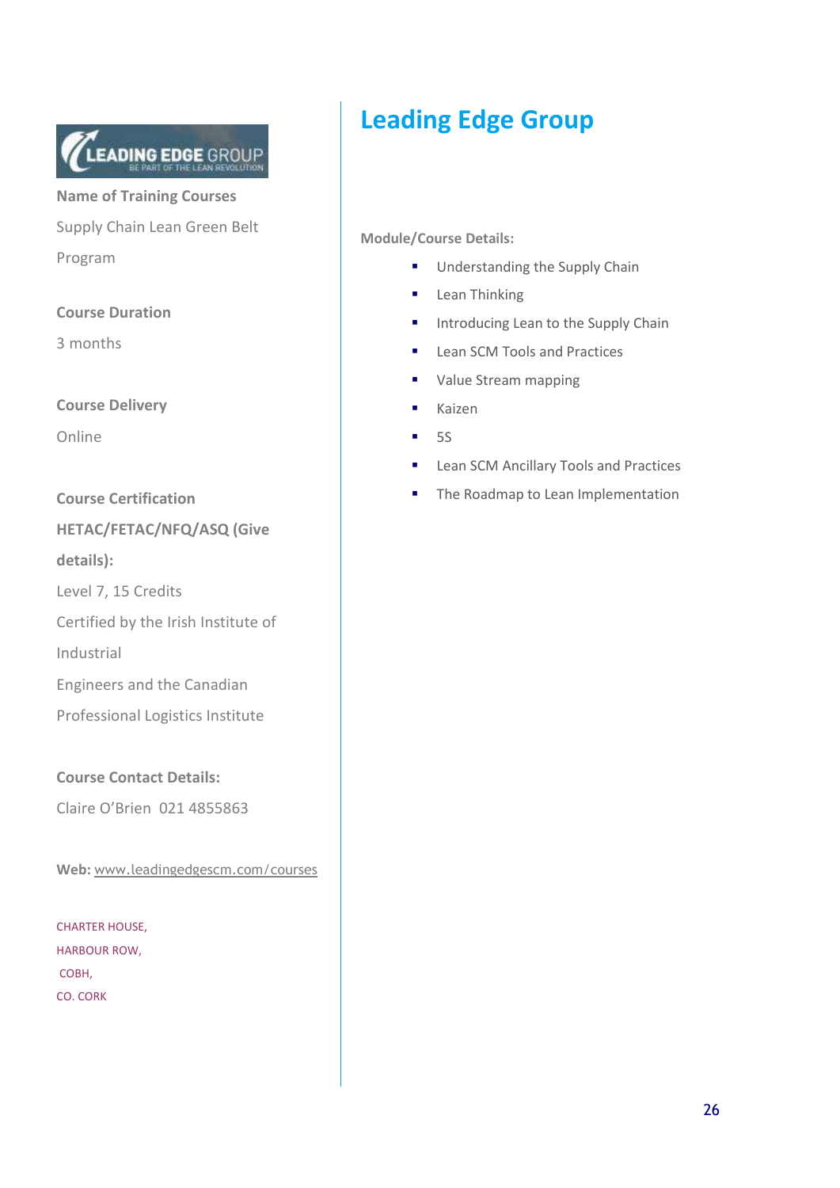# Leading Edge Group

**Name of Training Courses**

Supply Chain Lean Green Belt Program

**Course Duration**

3 months

**Course Delivery**

Online

**Course Certification HETAC/FETAC/NFQ/ASQ (Give details):**

Level 7, 15 Credits

Certified by the Irish Institute of Industrial Engineers and the Canadian Professional Logistics Institute

**Course Contact Details:**

Claire O'Brien 021 4855863

**Web:** www.leadingedgescm.com/courses

CHARTER HOUSE,
HARBOUR ROW,
COBH,
CO. CORK

**Module/Course Details:**

- Understanding the Supply Chain
- Lean Thinking
- Introducing Lean to the Supply Chain
- Lean SCM Tools and Practices
- Value Stream mapping
- Kaizen
- 5S
- Lean SCM Ancillary Tools and Practices
- The Roadmap to Lean Implementation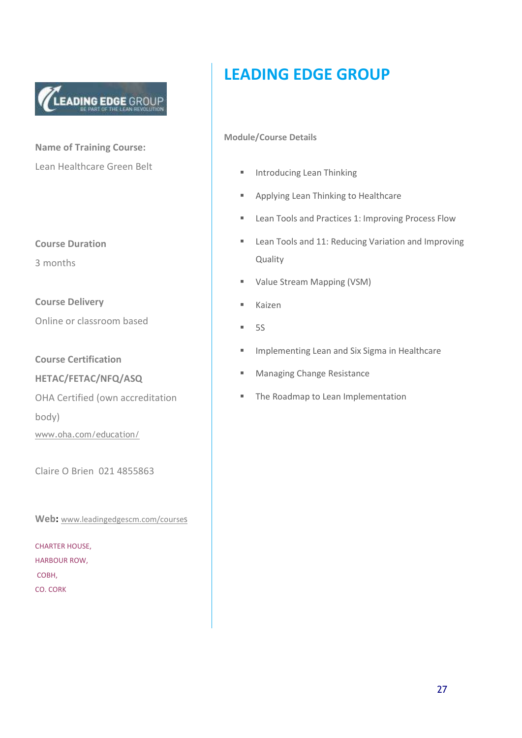# LEADING EDGE GROUP

**Name of Training Course:**

Lean Healthcare Green Belt

**Course Duration**

3 months

**Course Delivery**

Online or classroom based

**Course Certification**

**HETAC/FETAC/NFQ/ASQ**

OHA Certified (own accreditation body)

www.oha.com/education/

Claire O Brien 021 4855863

**Web:** www.leadingedgescm.com/courses

CHARTER HOUSE,
HARBOUR ROW,
COBH,
CO. CORK

**Module/Course Details**

- Introducing Lean Thinking
- Applying Lean Thinking to Healthcare
- Lean Tools and Practices 1: Improving Process Flow
- Lean Tools and 11: Reducing Variation and Improving Quality
- Value Stream Mapping (VSM)
- Kaizen
- 5S
- Implementing Lean and Six Sigma in Healthcare
- Managing Change Resistance
- The Roadmap to Lean Implementation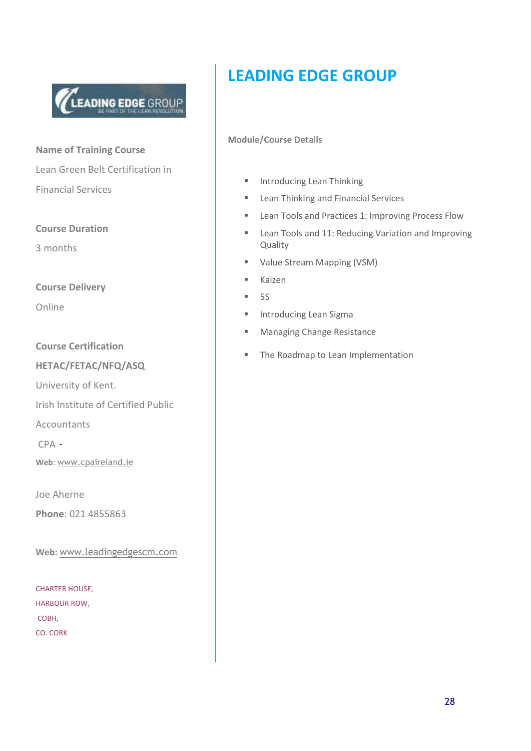# LEADING EDGE GROUP

**Name of Training Course**

Lean Green Belt Certification in Financial Services

**Course Duration**

3 months

**Course Delivery**

Online

**Course Certification**

**HETAC/FETAC/NFQ/ASQ**

University of Kent.

Irish Institute of Certified Public Accountants

CPA -

**Web**: www.cpaireland.ie

Joe Aherne

**Phone**: 021 4855863

**Web:** www.leadingedgescm.com

CHARTER HOUSE,
HARBOUR ROW,
COBH,
CO. CORK

**Module/Course Details**

- Introducing Lean Thinking
- Lean Thinking and Financial Services
- Lean Tools and Practices 1: Improving Process Flow
- Lean Tools and 11: Reducing Variation and Improving Quality
- Value Stream Mapping (VSM)
- Kaizen
- 5S
- Introducing Lean Sigma
- Managing Change Resistance
- The Roadmap to Lean Implementation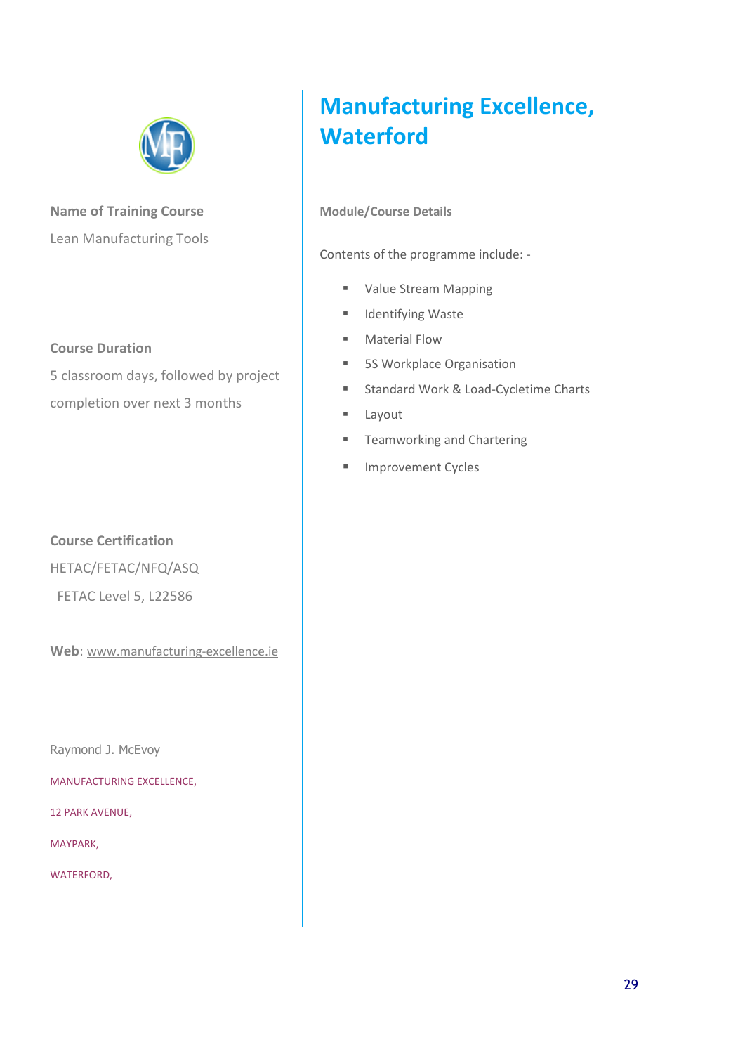# Manufacturing Excellence, Waterford

**Name of Training Course**

Lean Manufacturing Tools

**Course Duration**

5 classroom days, followed by project completion over next 3 months

**Course Certification**

HETAC/FETAC/NFQ/ASQ

FETAC Level 5, L22586

**Web**: www.manufacturing-excellence.ie

Raymond J. McEvoy

MANUFACTURING EXCELLENCE,

12 PARK AVENUE,

MAYPARK,

WATERFORD,

**Module/Course Details**

Contents of the programme include: -

- Value Stream Mapping
- Identifying Waste
- Material Flow
- 5S Workplace Organisation
- Standard Work & Load-Cycletime Charts
- Layout
- Teamworking and Chartering
- Improvement Cycles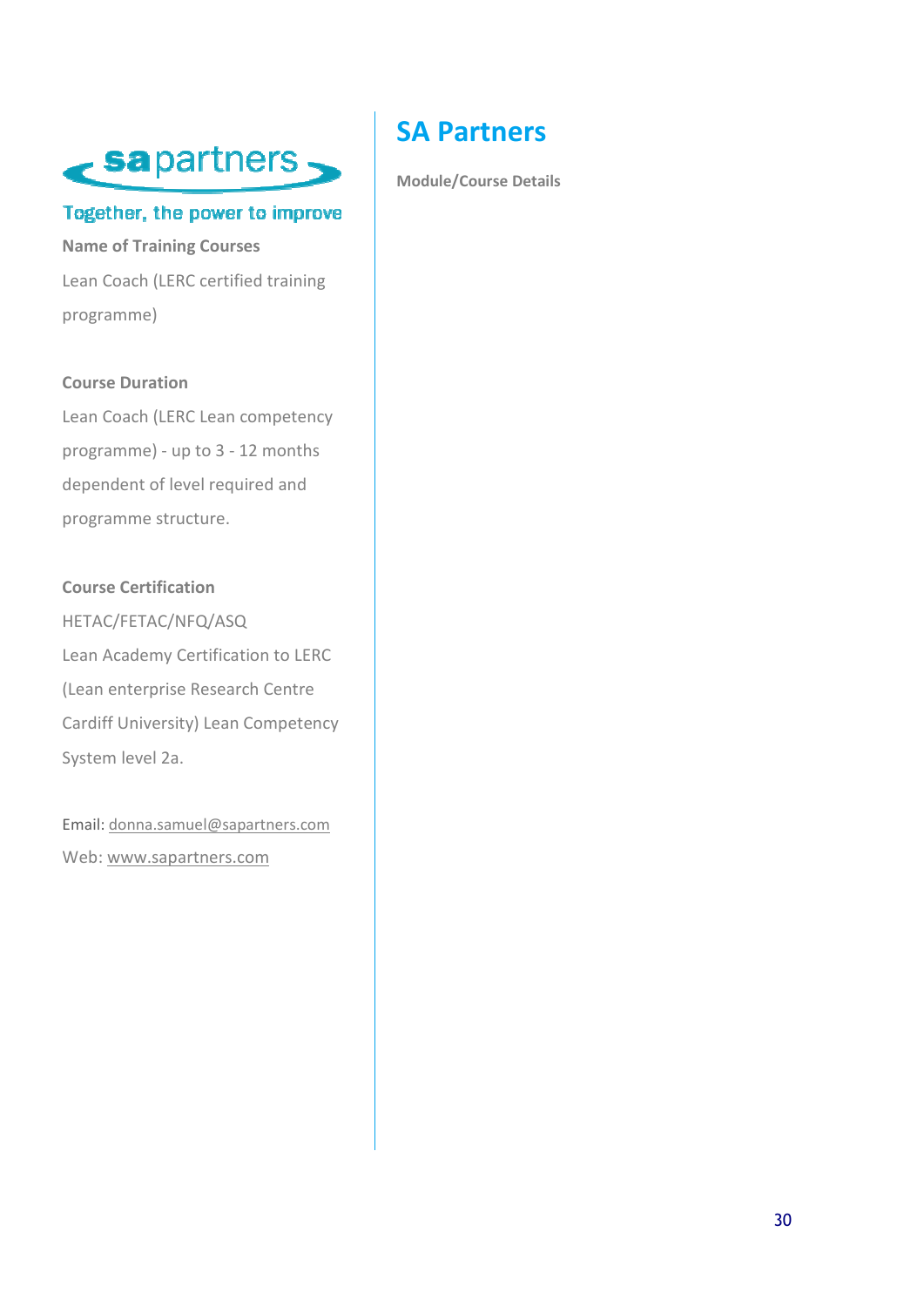## SA Partners

**Module/Course Details**

sapartners

Together, the power to improve

**Name of Training Courses**

Lean Coach (LERC certified training programme)

**Course Duration**

Lean Coach (LERC Lean competency programme) - up to 3 - 12 months dependent of level required and programme structure.

**Course Certification**

HETAC/FETAC/NFQ/ASQ

Lean Academy Certification to LERC (Lean enterprise Research Centre Cardiff University) Lean Competency System level 2a.

Email: donna.samuel@sapartners.com

Web: www.sapartners.com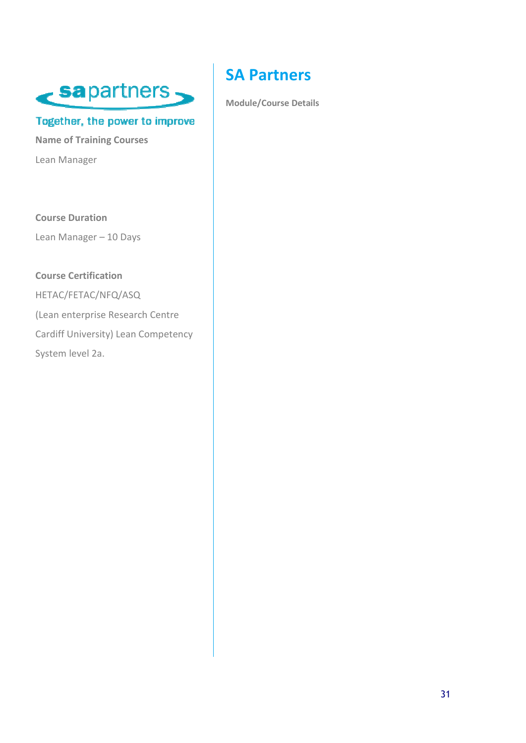sapartners

Together, the power to improve

**Name of Training Courses**

Lean Manager

**Course Duration**

Lean Manager – 10 Days

**Course Certification**

HETAC/FETAC/NFQ/ASQ

(Lean enterprise Research Centre Cardiff University) Lean Competency System level 2a.

# SA Partners

**Module/Course Details**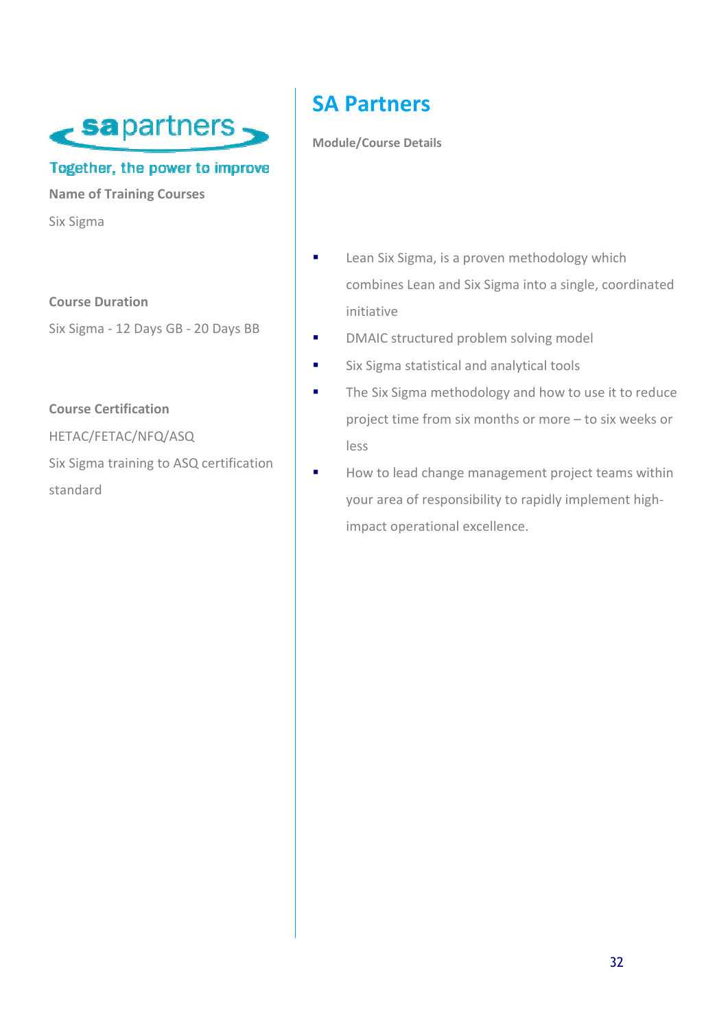sapartners

Together, the power to improve

**Name of Training Courses**

Six Sigma

**Course Duration**

Six Sigma - 12 Days GB - 20 Days BB

**Course Certification**

HETAC/FETAC/NFQ/ASQ

Six Sigma training to ASQ certification standard

## SA Partners

**Module/Course Details**

- Lean Six Sigma, is a proven methodology which combines Lean and Six Sigma into a single, coordinated initiative
- DMAIC structured problem solving model
- Six Sigma statistical and analytical tools
- The Six Sigma methodology and how to use it to reduce project time from six months or more – to six weeks or less
- How to lead change management project teams within your area of responsibility to rapidly implement high-impact operational excellence.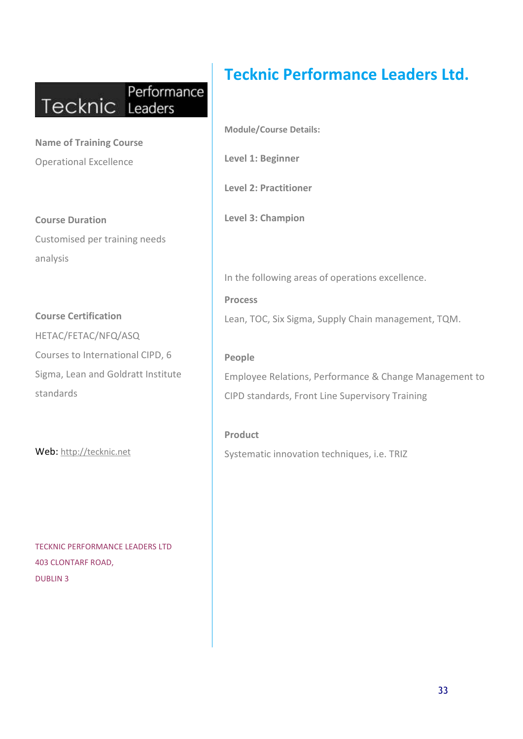# Tecknic Performance Leaders Ltd.

**Name of Training Course**

Operational Excellence

**Course Duration**

Customised per training needs analysis

**Course Certification**

HETAC/FETAC/NFQ/ASQ

Courses to International CIPD, 6 Sigma, Lean and Goldratt Institute standards

Web: http://tecknic.net

TECKNIC PERFORMANCE LEADERS LTD
403 CLONTARF ROAD,
DUBLIN 3

**Module/Course Details:**

**Level 1: Beginner**

**Level 2: Practitioner**

**Level 3: Champion**

In the following areas of operations excellence.

**Process**

Lean, TOC, Six Sigma, Supply Chain management, TQM.

**People**

Employee Relations, Performance & Change Management to CIPD standards, Front Line Supervisory Training

**Product**

Systematic innovation techniques, i.e. TRIZ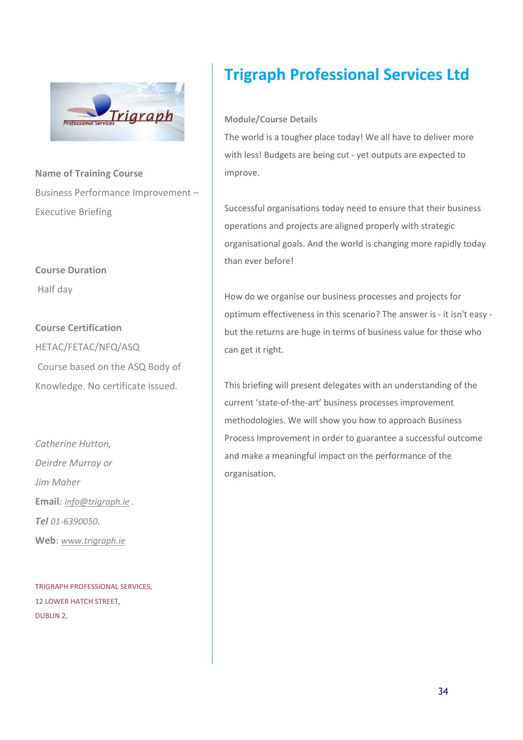# Trigraph Professional Services Ltd

**Name of Training Course**

Business Performance Improvement – Executive Briefing

**Course Duration**

Half day

**Course Certification**

HETAC/FETAC/NFQ/ASQ

Course based on the ASQ Body of Knowledge. No certificate issued.

*Catherine Hutton,*

*Deirdre Murray or*

*Jim Maher*

**Email***: info@trigraph.ie .*

***Tel** 01-6390050.*

**Web**: *www.trigraph.ie*

TRIGRAPH PROFESSIONAL SERVICES,
12 LOWER HATCH STREET,
DUBLIN 2,

**Module/Course Details**

The world is a tougher place today! We all have to deliver more with less! Budgets are being cut - yet outputs are expected to improve.

Successful organisations today need to ensure that their business operations and projects are aligned properly with strategic organisational goals. And the world is changing more rapidly today than ever before!

How do we organise our business processes and projects for optimum effectiveness in this scenario? The answer is - it isn't easy - but the returns are huge in terms of business value for those who can get it right.

This briefing will present delegates with an understanding of the current 'state-of-the-art' business processes improvement methodologies. We will show you how to approach Business Process Improvement in order to guarantee a successful outcome and make a meaningful impact on the performance of the organisation.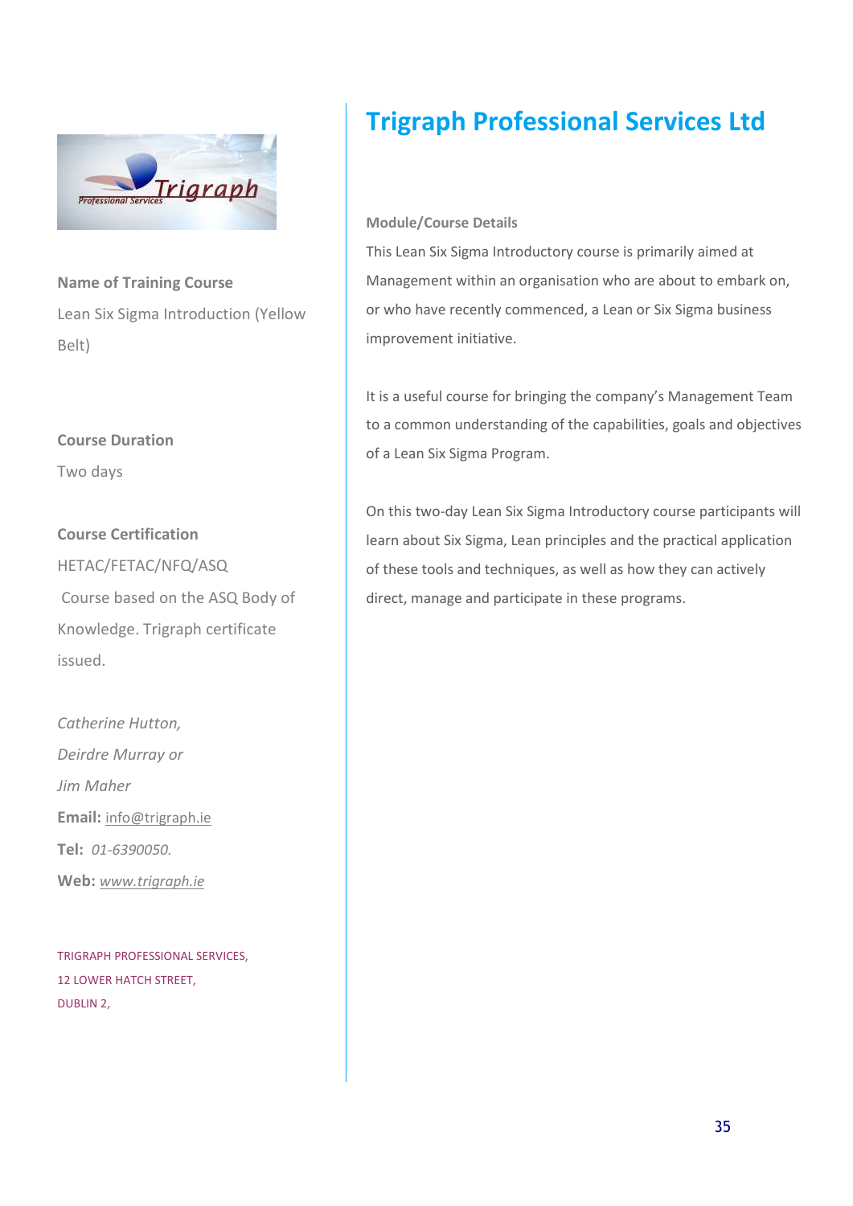# Trigraph Professional Services Ltd

**Name of Training Course**

Lean Six Sigma Introduction (Yellow Belt)

**Course Duration**

Two days

**Course Certification**

HETAC/FETAC/NFQ/ASQ

Course based on the ASQ Body of Knowledge. Trigraph certificate issued.

*Catherine Hutton,*
*Deirdre Murray or*
*Jim Maher*

**Email:** info@trigraph.ie

**Tel:** *01-6390050.*

**Web:** *www.trigraph.ie*

TRIGRAPH PROFESSIONAL SERVICES,
12 LOWER HATCH STREET,
DUBLIN 2,

**Module/Course Details**

This Lean Six Sigma Introductory course is primarily aimed at Management within an organisation who are about to embark on, or who have recently commenced, a Lean or Six Sigma business improvement initiative.

It is a useful course for bringing the company's Management Team to a common understanding of the capabilities, goals and objectives of a Lean Six Sigma Program.

On this two-day Lean Six Sigma Introductory course participants will learn about Six Sigma, Lean principles and the practical application of these tools and techniques, as well as how they can actively direct, manage and participate in these programs.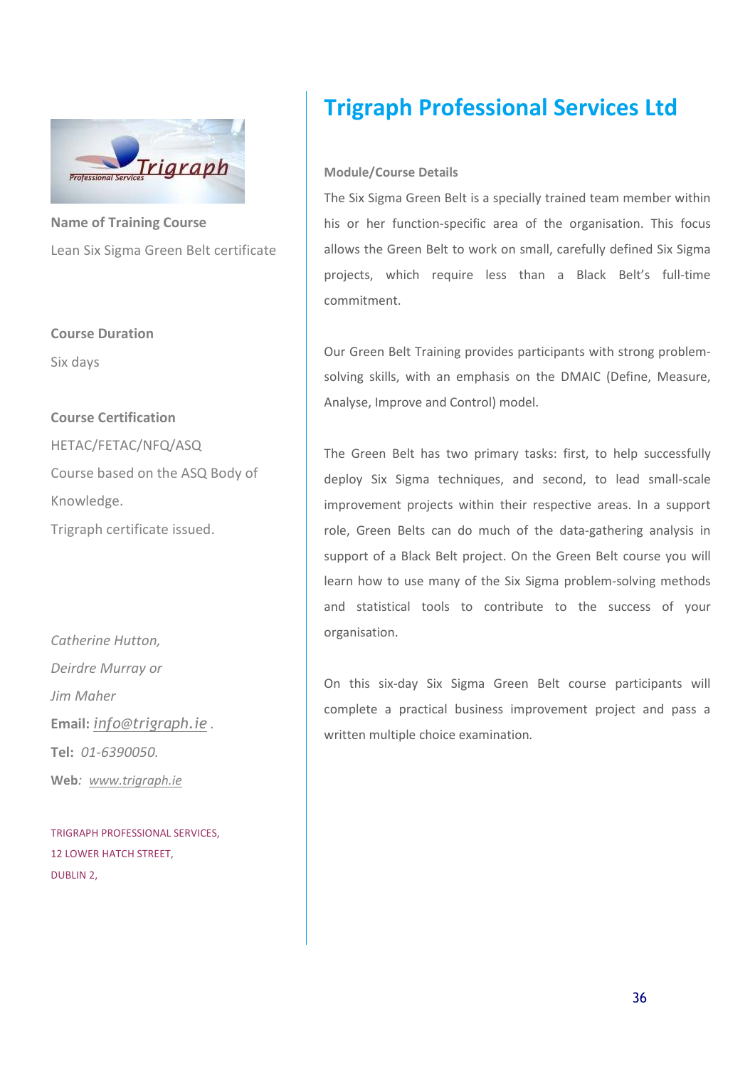# Trigraph Professional Services Ltd

**Name of Training Course**

Lean Six Sigma Green Belt certificate

**Course Duration**

Six days

**Course Certification**

HETAC/FETAC/NFQ/ASQ

Course based on the ASQ Body of Knowledge.

Trigraph certificate issued.

*Catherine Hutton,*

*Deirdre Murray or*

*Jim Maher*

**Email:** *info@trigraph.ie* .

**Tel:** *01-6390050.*

**Web**: *www.trigraph.ie*

TRIGRAPH PROFESSIONAL SERVICES,
12 LOWER HATCH STREET,
DUBLIN 2,

**Module/Course Details**

The Six Sigma Green Belt is a specially trained team member within his or her function-specific area of the organisation. This focus allows the Green Belt to work on small, carefully defined Six Sigma projects, which require less than a Black Belt's full-time commitment.

Our Green Belt Training provides participants with strong problem-solving skills, with an emphasis on the DMAIC (Define, Measure, Analyse, Improve and Control) model.

The Green Belt has two primary tasks: first, to help successfully deploy Six Sigma techniques, and second, to lead small-scale improvement projects within their respective areas. In a support role, Green Belts can do much of the data-gathering analysis in support of a Black Belt project. On the Green Belt course you will learn how to use many of the Six Sigma problem-solving methods and statistical tools to contribute to the success of your organisation.

On this six-day Six Sigma Green Belt course participants will complete a practical business improvement project and pass a written multiple choice examination.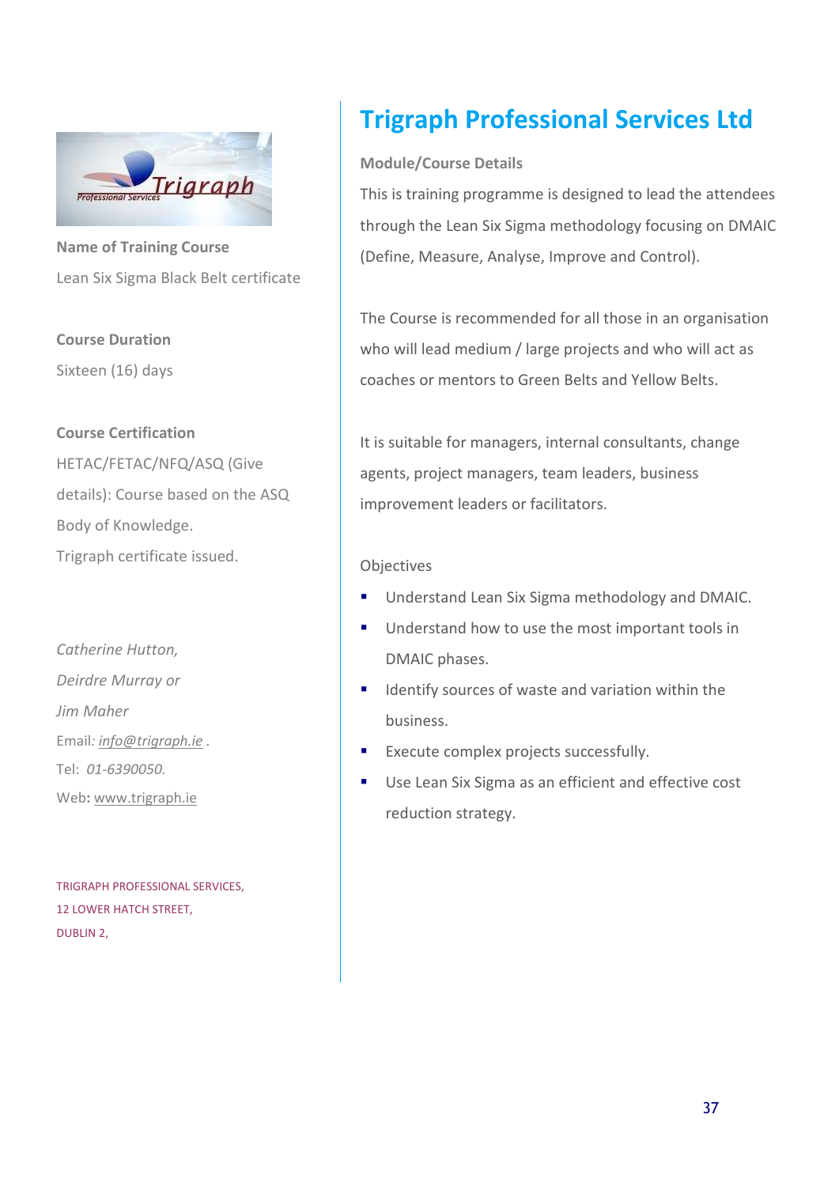Name of Training Course

Lean Six Sigma Black Belt certificate

**Course Duration**

Sixteen (16) days

**Course Certification**

HETAC/FETAC/NFQ/ASQ (Give details): Course based on the ASQ Body of Knowledge.

Trigraph certificate issued.

*Catherine Hutton,*

*Deirdre Murray or*

*Jim Maher*

Email*: info@trigraph.ie* .

Tel: *01-6390050.*

Web**:** www.trigraph.ie

TRIGRAPH PROFESSIONAL SERVICES,
12 LOWER HATCH STREET,
DUBLIN 2,

# Trigraph Professional Services Ltd

**Module/Course Details**

This is training programme is designed to lead the attendees through the Lean Six Sigma methodology focusing on DMAIC (Define, Measure, Analyse, Improve and Control).

The Course is recommended for all those in an organisation who will lead medium / large projects and who will act as coaches or mentors to Green Belts and Yellow Belts.

It is suitable for managers, internal consultants, change agents, project managers, team leaders, business improvement leaders or facilitators.

Objectives

- Understand Lean Six Sigma methodology and DMAIC.
- Understand how to use the most important tools in DMAIC phases.
- Identify sources of waste and variation within the business.
- Execute complex projects successfully.
- Use Lean Six Sigma as an efficient and effective cost reduction strategy.